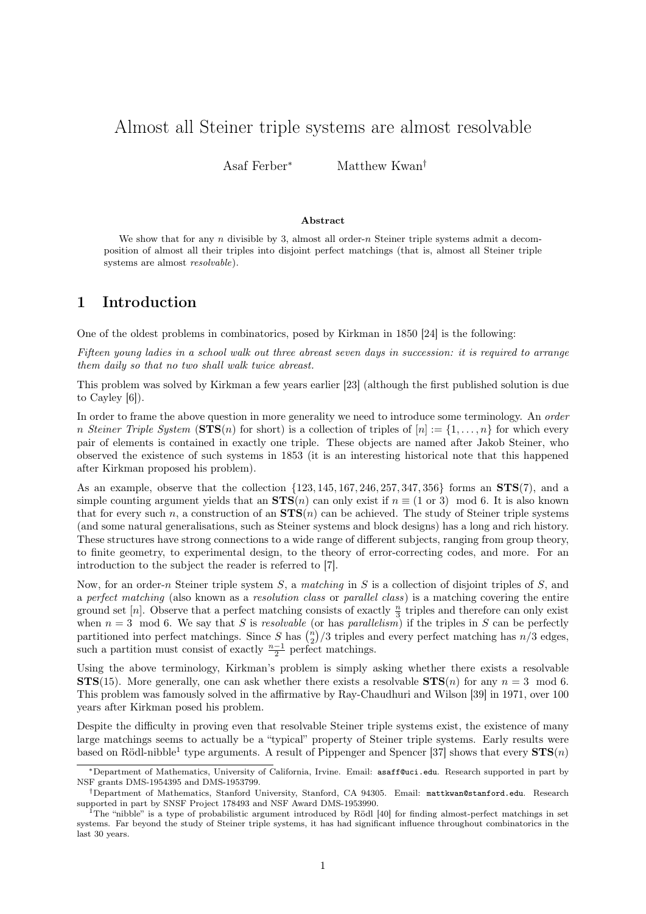# Almost all Steiner triple systems are almost resolvable

Asaf Ferber[*] Matthew Kwan[†]

### Abstract

We show that for any $n$ divisible by 3, almost all order-$n$ Steiner triple systems admit a decomposition of almost all their triples into disjoint perfect matchings (that is, almost all Steiner triple systems are almost *resolvable*).

## 1 Introduction

One of the oldest problems in combinatorics, posed by Kirkman in 1850 [24] is the following:

*Fifteen young ladies in a school walk out three abreast seven days in succession: it is required to arrange them daily so that no two shall walk twice abreast.*

This problem was solved by Kirkman a few years earlier [23] (although the first published solution is due to Cayley [6]).

In order to frame the above question in more generality we need to introduce some terminology. An *order n Steiner Triple System* ($\mathbf{STS}(n)$ for short) is a collection of triples of $[n] := \{1, \ldots, n\}$ for which every pair of elements is contained in exactly one triple. These objects are named after Jakob Steiner, who observed the existence of such systems in 1853 (it is an interesting historical note that this happened after Kirkman proposed his problem).

As an example, observe that the collection $\{123, 145, 167, 246, 257, 347, 356\}$ forms an $\mathbf{STS}(7)$, and a simple counting argument yields that an $\mathbf{STS}(n)$ can only exist if $n \equiv (1 \text{ or } 3) \mod 6$. It is also known that for every such $n$, a construction of an $\mathbf{STS}(n)$ can be achieved. The study of Steiner triple systems (and some natural generalisations, such as Steiner systems and block designs) has a long and rich history. These structures have strong connections to a wide range of different subjects, ranging from group theory, to finite geometry, to experimental design, to the theory of error-correcting codes, and more. For an introduction to the subject the reader is referred to [7].

Now, for an order-$n$ Steiner triple system $S$, a *matching* in $S$ is a collection of disjoint triples of $S$, and a *perfect matching* (also known as a *resolution class* or *parallel class*) is a matching covering the entire ground set $[n]$. Observe that a perfect matching consists of exactly $\frac{n}{3}$ triples and therefore can only exist when $n = 3 \mod 6$. We say that $S$ is *resolvable* (or has *parallelism*) if the triples in $S$ can be perfectly partitioned into perfect matchings. Since $S$ has $\binom{n}{2}/3$ triples and every perfect matching has $n/3$ edges, such a partition must consist of exactly $\frac{n-1}{2}$ perfect matchings.

Using the above terminology, Kirkman's problem is simply asking whether there exists a resolvable $\mathbf{STS}(15)$. More generally, one can ask whether there exists a resolvable $\mathbf{STS}(n)$ for any $n = 3 \mod 6$. This problem was famously solved in the affirmative by Ray-Chaudhuri and Wilson [39] in 1971, over 100 years after Kirkman posed his problem.

Despite the difficulty in proving even that resolvable Steiner triple systems exist, the existence of many large matchings seems to actually be a "typical" property of Steiner triple systems. Early results were based on Rödl-nibble[1] type arguments. A result of Pippenger and Spencer [37] shows that every $\mathbf{STS}(n)$

---

[*] Department of Mathematics, University of California, Irvine. Email: asaff@uci.edu. Research supported in part by NSF grants DMS-1954395 and DMS-1953799.

[†] Department of Mathematics, Stanford University, Stanford, CA 94305. Email: mattkwan@stanford.edu. Research supported in part by SNSF Project 178493 and NSF Award DMS-1953990.

[1] The "nibble" is a type of probabilistic argument introduced by Rödl [40] for finding almost-perfect matchings in set systems. Far beyond the study of Steiner triple systems, it has had significant influence throughout combinatorics in the last 30 years.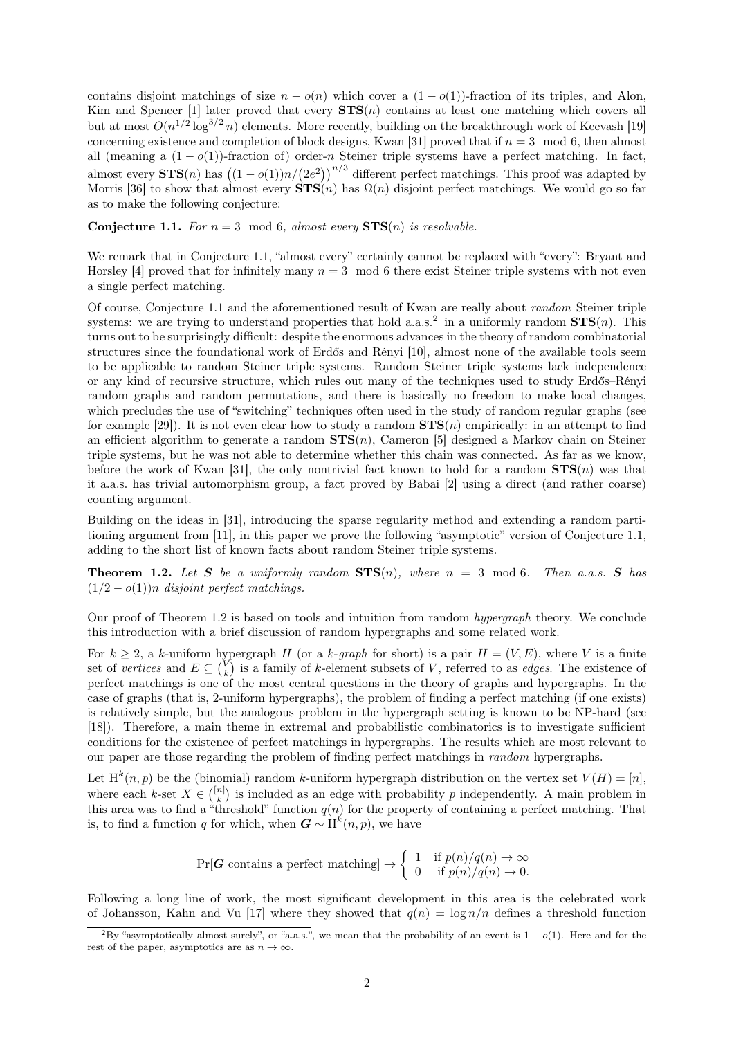contains disjoint matchings of size $n - o(n)$ which cover a $(1 - o(1))$-fraction of its triples, and Alon, Kim and Spencer [1] later proved that every $\mathbf{STS}(n)$ contains at least one matching which covers all but at most $O(n^{1/2} \log^{3/2} n)$ elements. More recently, building on the breakthrough work of Keevash [19] concerning existence and completion of block designs, Kwan [31] proved that if $n = 3 \mod 6$, then almost all (meaning a $(1 - o(1))$-fraction of) order-$n$ Steiner triple systems have a perfect matching. In fact, almost every $\mathbf{STS}(n)$ has $\left((1 - o(1))n/(2e^2)\right)^{n/3}$ different perfect matchings. This proof was adapted by Morris [36] to show that almost every $\mathbf{STS}(n)$ has $\Omega(n)$ disjoint perfect matchings. We would go so far as to make the following conjecture:

**Conjecture 1.1.** *For $n = 3 \mod 6$, almost every $\mathbf{STS}(n)$ is resolvable.*

We remark that in Conjecture 1.1, "almost every" certainly cannot be replaced with "every": Bryant and Horsley [4] proved that for infinitely many $n = 3 \mod 6$ there exist Steiner triple systems with not even a single perfect matching.

Of course, Conjecture 1.1 and the aforementioned result of Kwan are really about *random* Steiner triple systems: we are trying to understand properties that hold a.a.s.[2] in a uniformly random $\mathbf{STS}(n)$. This turns out to be surprisingly difficult: despite the enormous advances in the theory of random combinatorial structures since the foundational work of Erdős and Rényi [10], almost none of the available tools seem to be applicable to random Steiner triple systems. Random Steiner triple systems lack independence or any kind of recursive structure, which rules out many of the techniques used to study Erdős–Rényi random graphs and random permutations, and there is basically no freedom to make local changes, which precludes the use of "switching" techniques often used in the study of random regular graphs (see for example [29]). It is not even clear how to study a random $\mathbf{STS}(n)$ empirically: in an attempt to find an efficient algorithm to generate a random $\mathbf{STS}(n)$, Cameron [5] designed a Markov chain on Steiner triple systems, but he was not able to determine whether this chain was connected. As far as we know, before the work of Kwan [31], the only nontrivial fact known to hold for a random $\mathbf{STS}(n)$ was that it a.a.s. has trivial automorphism group, a fact proved by Babai [2] using a direct (and rather coarse) counting argument.

Building on the ideas in [31], introducing the sparse regularity method and extending a random partitioning argument from [11], in this paper we prove the following "asymptotic" version of Conjecture 1.1, adding to the short list of known facts about random Steiner triple systems.

**Theorem 1.2.** *Let $\boldsymbol{S}$ be a uniformly random $\mathbf{STS}(n)$, where $n = 3 \mod 6$. Then a.a.s. $\boldsymbol{S}$ has $(1/2 - o(1))n$ disjoint perfect matchings.*

Our proof of Theorem 1.2 is based on tools and intuition from random *hypergraph* theory. We conclude this introduction with a brief discussion of random hypergraphs and some related work.

For $k \geq 2$, a $k$-uniform hypergraph $H$ (or a $k$-*graph* for short) is a pair $H = (V, E)$, where $V$ is a finite set of *vertices* and $E \subseteq \binom{V}{k}$ is a family of $k$-element subsets of $V$, referred to as *edges*. The existence of perfect matchings is one of the most central questions in the theory of graphs and hypergraphs. In the case of graphs (that is, 2-uniform hypergraphs), the problem of finding a perfect matching (if one exists) is relatively simple, but the analogous problem in the hypergraph setting is known to be NP-hard (see [18]). Therefore, a main theme in extremal and probabilistic combinatorics is to investigate sufficient conditions for the existence of perfect matchings in hypergraphs. The results which are most relevant to our paper are those regarding the problem of finding perfect matchings in *random* hypergraphs.

Let $\mathrm{H}^k(n, p)$ be the (binomial) random $k$-uniform hypergraph distribution on the vertex set $V(H) = [n]$, where each $k$-set $X \in \binom{[n]}{k}$ is included as an edge with probability $p$ independently. A main problem in this area was to find a "threshold" function $q(n)$ for the property of containing a perfect matching. That is, to find a function $q$ for which, when $\boldsymbol{G} \sim \mathrm{H}^k(n, p)$, we have

$$\Pr[\boldsymbol{G} \text{ contains a perfect matching}] \to \begin{cases} 1 & \text{if } p(n)/q(n) \to \infty \\ 0 & \text{if } p(n)/q(n) \to 0. \end{cases}$$

Following a long line of work, the most significant development in this area is the celebrated work of Johansson, Kahn and Vu [17] where they showed that $q(n) = \log n/n$ defines a threshold function

[2] By "asymptotically almost surely", or "a.a.s.", we mean that the probability of an event is $1 - o(1)$. Here and for the rest of the paper, asymptotics are as $n \to \infty$.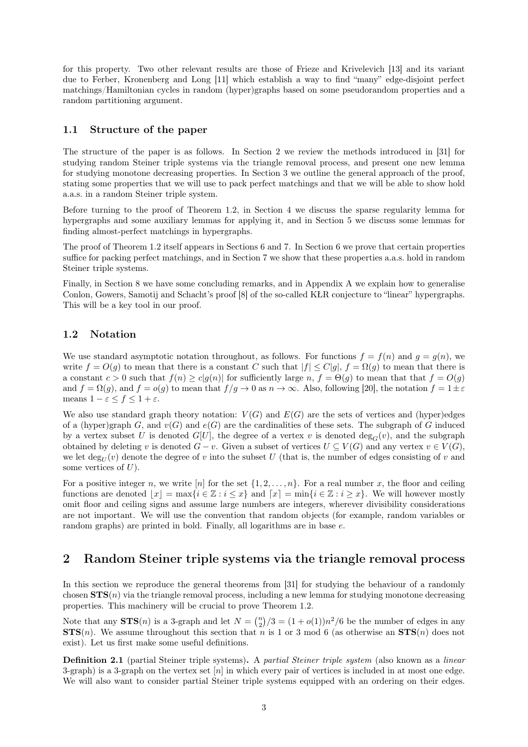for this property. Two other relevant results are those of Frieze and Krivelevich [13] and its variant due to Ferber, Kronenberg and Long [11] which establish a way to find "many" edge-disjoint perfect matchings/Hamiltonian cycles in random (hyper)graphs based on some pseudorandom properties and a random partitioning argument.

### 1.1 Structure of the paper

The structure of the paper is as follows. In Section 2 we review the methods introduced in [31] for studying random Steiner triple systems via the triangle removal process, and present one new lemma for studying monotone decreasing properties. In Section 3 we outline the general approach of the proof, stating some properties that we will use to pack perfect matchings and that we will be able to show hold a.a.s. in a random Steiner triple system.

Before turning to the proof of Theorem 1.2, in Section 4 we discuss the sparse regularity lemma for hypergraphs and some auxiliary lemmas for applying it, and in Section 5 we discuss some lemmas for finding almost-perfect matchings in hypergraphs.

The proof of Theorem 1.2 itself appears in Sections 6 and 7. In Section 6 we prove that certain properties suffice for packing perfect matchings, and in Section 7 we show that these properties a.a.s. hold in random Steiner triple systems.

Finally, in Section 8 we have some concluding remarks, and in Appendix A we explain how to generalise Conlon, Gowers, Samotij and Schacht's proof [8] of the so-called KŁR conjecture to "linear" hypergraphs. This will be a key tool in our proof.

### 1.2 Notation

We use standard asymptotic notation throughout, as follows. For functions $f = f(n)$ and $g = g(n)$, we write $f = O(g)$ to mean that there is a constant $C$ such that $|f| \le C|g|$, $f = \Omega(g)$ to mean that there is a constant $c > 0$ such that $f(n) \ge c|g(n)|$ for sufficiently large $n$, $f = \Theta(g)$ to mean that that $f = O(g)$ and $f = \Omega(g)$, and $f = o(g)$ to mean that $f/g \to 0$ as $n \to \infty$. Also, following [20], the notation $f = 1 \pm \varepsilon$ means $1 - \varepsilon \le f \le 1 + \varepsilon$.

We also use standard graph theory notation: $V(G)$ and $E(G)$ are the sets of vertices and (hyper)edges of a (hyper)graph $G$, and $v(G)$ and $e(G)$ are the cardinalities of these sets. The subgraph of $G$ induced by a vertex subset $U$ is denoted $G[U]$, the degree of a vertex $v$ is denoted $\deg_G(v)$, and the subgraph obtained by deleting $v$ is denoted $G - v$. Given a subset of vertices $U \subseteq V(G)$ and any vertex $v \in V(G)$, we let $\deg_U(v)$ denote the degree of $v$ into the subset $U$ (that is, the number of edges consisting of $v$ and some vertices of $U$).

For a positive integer $n$, we write $[n]$ for the set $\{1, 2, \dots, n\}$. For a real number $x$, the floor and ceiling functions are denoted $\lfloor x \rfloor = \max\{i \in \mathbb{Z} : i \le x\}$ and $\lceil x \rceil = \min\{i \in \mathbb{Z} : i \ge x\}$. We will however mostly omit floor and ceiling signs and assume large numbers are integers, wherever divisibility considerations are not important. We will use the convention that random objects (for example, random variables or random graphs) are printed in bold. Finally, all logarithms are in base $e$.

## 2 Random Steiner triple systems via the triangle removal process

In this section we reproduce the general theorems from [31] for studying the behaviour of a randomly chosen $\mathbf{STS}(n)$ via the triangle removal process, including a new lemma for studying monotone decreasing properties. This machinery will be crucial to prove Theorem 1.2.

Note that any $\mathbf{STS}(n)$ is a 3-graph and let $N = \binom{n}{2}/3 = (1 + o(1))n^2/6$ be the number of edges in any $\mathbf{STS}(n)$. We assume throughout this section that $n$ is 1 or 3 mod 6 (as otherwise an $\mathbf{STS}(n)$ does not exist). Let us first make some useful definitions.

**Definition 2.1** (partial Steiner triple systems). A *partial Steiner triple system* (also known as a *linear* 3-graph) is a 3-graph on the vertex set $[n]$ in which every pair of vertices is included in at most one edge. We will also want to consider partial Steiner triple systems equipped with an ordering on their edges.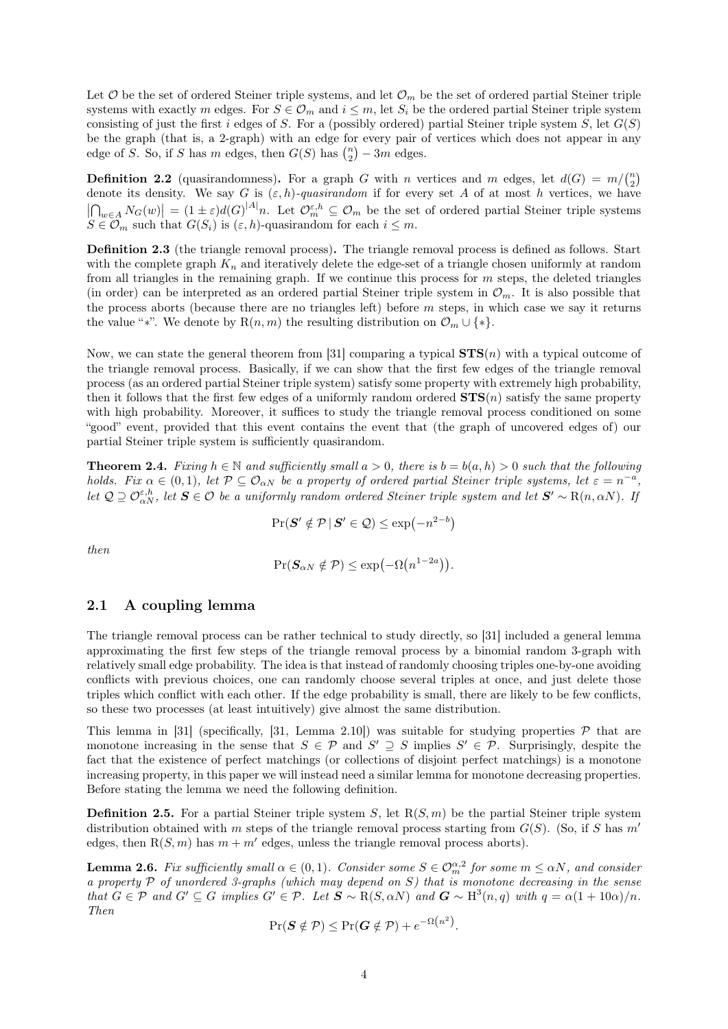Let $\mathcal{O}$ be the set of ordered Steiner triple systems, and let $\mathcal{O}_m$ be the set of ordered partial Steiner triple systems with exactly $m$ edges. For $S \in \mathcal{O}_m$ and $i \leq m$, let $S_i$ be the ordered partial Steiner triple system consisting of just the first $i$ edges of $S$. For a (possibly ordered) partial Steiner triple system $S$, let $G(S)$ be the graph (that is, a 2-graph) with an edge for every pair of vertices which does not appear in any edge of $S$. So, if $S$ has $m$ edges, then $G(S)$ has $\binom{n}{2} - 3m$ edges.

**Definition 2.2** (quasirandomness)**.** For a graph $G$ with $n$ vertices and $m$ edges, let $d(G) = m/\binom{n}{2}$ denote its density. We say $G$ is $(\varepsilon, h)$*-quasirandom* if for every set $A$ of at most $h$ vertices, we have $\left|\bigcap_{w\in A} N_G(w)\right| = (1 \pm \varepsilon) d(G)^{|A|} n$. Let $\mathcal{O}_m^{\varepsilon,h} \subseteq \mathcal{O}_m$ be the set of ordered partial Steiner triple systems $S \in \mathcal{O}_m$ such that $G(S_i)$ is $(\varepsilon, h)$-quasirandom for each $i \leq m$.

**Definition 2.3** (the triangle removal process)**.** The triangle removal process is defined as follows. Start with the complete graph $K_n$ and iteratively delete the edge-set of a triangle chosen uniformly at random from all triangles in the remaining graph. If we continue this process for $m$ steps, the deleted triangles (in order) can be interpreted as an ordered partial Steiner triple system in $\mathcal{O}_m$. It is also possible that the process aborts (because there are no triangles left) before $m$ steps, in which case we say it returns the value "$*$". We denote by $\mathrm{R}(n, m)$ the resulting distribution on $\mathcal{O}_m \cup \{*\}$.

Now, we can state the general theorem from [31] comparing a typical $\mathbf{STS}(n)$ with a typical outcome of the triangle removal process. Basically, if we can show that the first few edges of the triangle removal process (as an ordered partial Steiner triple system) satisfy some property with extremely high probability, then it follows that the first few edges of a uniformly random ordered $\mathbf{STS}(n)$ satisfy the same property with high probability. Moreover, it suffices to study the triangle removal process conditioned on some "good" event, provided that this event contains the event that (the graph of uncovered edges of) our partial Steiner triple system is sufficiently quasirandom.

**Theorem 2.4.** *Fixing $h \in \mathbb{N}$ and sufficiently small $a > 0$, there is $b = b(a, h) > 0$ such that the following holds. Fix $\alpha \in (0, 1)$, let $\mathcal{P} \subseteq \mathcal{O}_{\alpha N}$ be a property of ordered partial Steiner triple systems, let $\varepsilon = n^{-a}$, let $\mathcal{Q} \supseteq \mathcal{O}_{\alpha N}^{\varepsilon,h}$, let $\mathbf{S} \in \mathcal{O}$ be a uniformly random ordered Steiner triple system and let $\mathbf{S}' \sim \mathrm{R}(n, \alpha N)$. If*

$$\Pr(\mathbf{S}' \notin \mathcal{P} \,|\, \mathbf{S}' \in \mathcal{Q}) \leq \exp\left(-n^{2-b}\right)$$

*then*

$$\Pr(\mathbf{S}_{\alpha N} \notin \mathcal{P}) \leq \exp\left(-\Omega\left(n^{1-2a}\right)\right).$$

## 2.1 A coupling lemma

The triangle removal process can be rather technical to study directly, so [31] included a general lemma approximating the first few steps of the triangle removal process by a binomial random 3-graph with relatively small edge probability. The idea is that instead of randomly choosing triples one-by-one avoiding conflicts with previous choices, one can randomly choose several triples at once, and just delete those triples which conflict with each other. If the edge probability is small, there are likely to be few conflicts, so these two processes (at least intuitively) give almost the same distribution.

This lemma in [31] (specifically, [31, Lemma 2.10]) was suitable for studying properties $\mathcal{P}$ that are monotone increasing in the sense that $S \in \mathcal{P}$ and $S' \supseteq S$ implies $S' \in \mathcal{P}$. Surprisingly, despite the fact that the existence of perfect matchings (or collections of disjoint perfect matchings) is a monotone increasing property, in this paper we will instead need a similar lemma for monotone decreasing properties. Before stating the lemma we need the following definition.

**Definition 2.5.** For a partial Steiner triple system $S$, let $\mathrm{R}(S, m)$ be the partial Steiner triple system distribution obtained with $m$ steps of the triangle removal process starting from $G(S)$. (So, if $S$ has $m'$ edges, then $\mathrm{R}(S, m)$ has $m + m'$ edges, unless the triangle removal process aborts).

**Lemma 2.6.** *Fix sufficiently small $\alpha \in (0, 1)$. Consider some $S \in \mathcal{O}_m^{\alpha,2}$ for some $m \leq \alpha N$, and consider a property $\mathcal{P}$ of unordered 3-graphs (which may depend on $S$) that is monotone decreasing in the sense that $G \in \mathcal{P}$ and $G' \subseteq G$ implies $G' \in \mathcal{P}$. Let $\mathbf{S} \sim \mathrm{R}(S, \alpha N)$ and $\mathbf{G} \sim \mathrm{H}^3(n, q)$ with $q = \alpha(1 + 10\alpha)/n$. Then*

$$\Pr(\mathbf{S} \notin \mathcal{P}) \leq \Pr(\mathbf{G} \notin \mathcal{P}) + e^{-\Omega\left(n^2\right)}.$$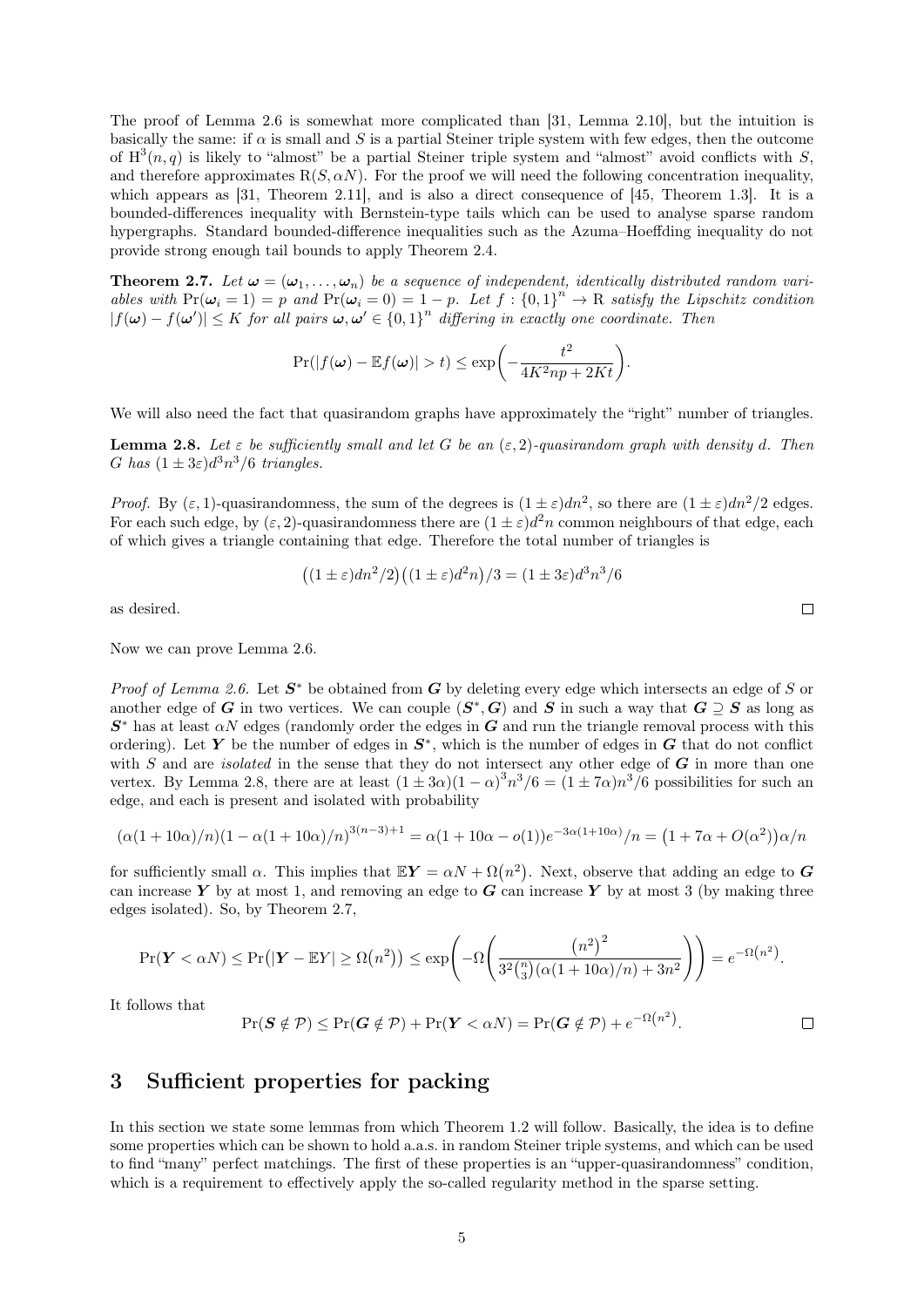The proof of Lemma 2.6 is somewhat more complicated than [31, Lemma 2.10], but the intuition is basically the same: if $\alpha$ is small and $S$ is a partial Steiner triple system with few edges, then the outcome of $\mathrm{H}^3(n,q)$ is likely to "almost" be a partial Steiner triple system and "almost" avoid conflicts with $S$, and therefore approximates $\mathrm{R}(S,\alpha N)$. For the proof we will need the following concentration inequality, which appears as [31, Theorem 2.11], and is also a direct consequence of [45, Theorem 1.3]. It is a bounded-differences inequality with Bernstein-type tails which can be used to analyse sparse random hypergraphs. Standard bounded-difference inequalities such as the Azuma–Hoeffding inequality do not provide strong enough tail bounds to apply Theorem 2.4.

**Theorem 2.7.** *Let $\boldsymbol{\omega} = (\boldsymbol{\omega}_1, \ldots, \boldsymbol{\omega}_n)$ be a sequence of independent, identically distributed random variables with $\Pr(\boldsymbol{\omega}_i = 1) = p$ and $\Pr(\boldsymbol{\omega}_i = 0) = 1 - p$. Let $f : \{0,1\}^n \to \mathrm{R}$ satisfy the Lipschitz condition $|f(\boldsymbol{\omega}) - f(\boldsymbol{\omega}')| \le K$ for all pairs $\boldsymbol{\omega}, \boldsymbol{\omega}' \in \{0,1\}^n$ differing in exactly one coordinate. Then*

$$\Pr(|f(\boldsymbol{\omega}) - \mathbb{E}f(\boldsymbol{\omega})| > t) \le \exp\left(-\frac{t^2}{4K^2np + 2Kt}\right).$$

We will also need the fact that quasirandom graphs have approximately the "right" number of triangles.

**Lemma 2.8.** *Let $\varepsilon$ be sufficiently small and let $G$ be an $(\varepsilon, 2)$-quasirandom graph with density $d$. Then $G$ has $(1 \pm 3\varepsilon)d^3n^3/6$ triangles.*

*Proof.* By $(\varepsilon, 1)$-quasirandomness, the sum of the degrees is $(1 \pm \varepsilon)dn^2$, so there are $(1 \pm \varepsilon)dn^2/2$ edges. For each such edge, by $(\varepsilon, 2)$-quasirandomness there are $(1 \pm \varepsilon)d^2n$ common neighbours of that edge, each of which gives a triangle containing that edge. Therefore the total number of triangles is

$$\big((1 \pm \varepsilon)dn^2/2\big)\big((1 \pm \varepsilon)d^2n\big)/3 = (1 \pm 3\varepsilon)d^3n^3/6$$

as desired. ◻

Now we can prove Lemma 2.6.

*Proof of Lemma 2.6.* Let $\boldsymbol{S}^*$ be obtained from $\boldsymbol{G}$ by deleting every edge which intersects an edge of $S$ or another edge of $\boldsymbol{G}$ in two vertices. We can couple $(\boldsymbol{S}^*, \boldsymbol{G})$ and $\boldsymbol{S}$ in such a way that $\boldsymbol{G} \supseteq \boldsymbol{S}$ as long as $\boldsymbol{S}^*$ has at least $\alpha N$ edges (randomly order the edges in $\boldsymbol{G}$ and run the triangle removal process with this ordering). Let $\boldsymbol{Y}$ be the number of edges in $\boldsymbol{S}^*$, which is the number of edges in $\boldsymbol{G}$ that do not conflict with $S$ and are *isolated* in the sense that they do not intersect any other edge of $\boldsymbol{G}$ in more than one vertex. By Lemma 2.8, there are at least $(1 \pm 3\alpha)(1 - \alpha)^3n^3/6 = (1 \pm 7\alpha)n^3/6$ possibilities for such an edge, and each is present and isolated with probability

$$(\alpha(1 + 10\alpha)/n)(1 - \alpha(1 + 10\alpha)/n)^{3(n-3)+1} = \alpha(1 + 10\alpha - o(1))e^{-3\alpha(1+10\alpha)}/n = \big(1 + 7\alpha + O(\alpha^2)\big)\alpha/n$$

for sufficiently small $\alpha$. This implies that $\mathbb{E}\boldsymbol{Y} = \alpha N + \Omega\big(n^2\big)$. Next, observe that adding an edge to $\boldsymbol{G}$ can increase $\boldsymbol{Y}$ by at most 1, and removing an edge to $\boldsymbol{G}$ can increase $\boldsymbol{Y}$ by at most 3 (by making three edges isolated). So, by Theorem 2.7,

$$\Pr(\boldsymbol{Y} < \alpha N) \le \Pr\big(|\boldsymbol{Y} - \mathbb{E}Y| \ge \Omega\big(n^2\big)\big) \le \exp\left(-\Omega\left(\frac{\big(n^2\big)^2}{3^2\binom{n}{3}(\alpha(1 + 10\alpha)/n) + 3n^2}\right)\right) = e^{-\Omega\left(n^2\right)}.$$

It follows that

$$\Pr(\boldsymbol{S} \notin \mathcal{P}) \le \Pr(\boldsymbol{G} \notin \mathcal{P}) + \Pr(\boldsymbol{Y} < \alpha N) = \Pr(\boldsymbol{G} \notin \mathcal{P}) + e^{-\Omega\left(n^2\right)}.$$

◻

# 3 Sufficient properties for packing

In this section we state some lemmas from which Theorem 1.2 will follow. Basically, the idea is to define some properties which can be shown to hold a.a.s. in random Steiner triple systems, and which can be used to find "many" perfect matchings. The first of these properties is an "upper-quasirandomness" condition, which is a requirement to effectively apply the so-called regularity method in the sparse setting.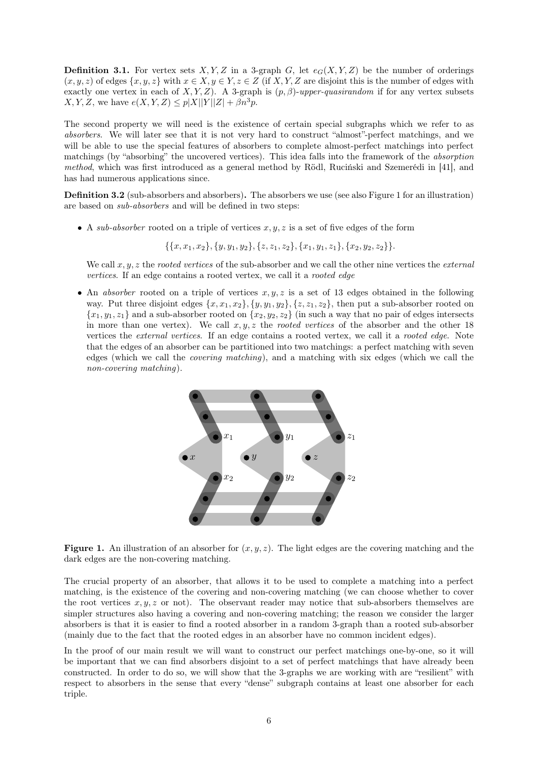**Definition 3.1.** For vertex sets $X, Y, Z$ in a 3-graph $G$, let $e_G(X, Y, Z)$ be the number of orderings $(x, y, z)$ of edges $\{x, y, z\}$ with $x \in X, y \in Y, z \in Z$ (if $X, Y, Z$ are disjoint this is the number of edges with exactly one vertex in each of $X, Y, Z$). A 3-graph is $(p, \beta)$-*upper-quasirandom* if for any vertex subsets $X, Y, Z$, we have $e(X, Y, Z) \leq p|X||Y||Z| + \beta n^3 p$.

The second property we will need is the existence of certain special subgraphs which we refer to as *absorbers*. We will later see that it is not very hard to construct "almost"-perfect matchings, and we will be able to use the special features of absorbers to complete almost-perfect matchings into perfect matchings (by "absorbing" the uncovered vertices). This idea falls into the framework of the *absorption method*, which was first introduced as a general method by Rödl, Ruciński and Szemerédi in [41], and has had numerous applications since.

**Definition 3.2** (sub-absorbers and absorbers)**.** The absorbers we use (see also Figure 1 for an illustration) are based on *sub-absorbers* and will be defined in two steps:

- A *sub-absorber* rooted on a triple of vertices $x, y, z$ is a set of five edges of the form

$$\{\{x, x_1, x_2\}, \{y, y_1, y_2\}, \{z, z_1, z_2\}, \{x_1, y_1, z_1\}, \{x_2, y_2, z_2\}\}.$$

  We call $x, y, z$ the *rooted vertices* of the sub-absorber and we call the other nine vertices the *external vertices*. If an edge contains a rooted vertex, we call it a *rooted edge*

- An *absorber* rooted on a triple of vertices $x, y, z$ is a set of 13 edges obtained in the following way. Put three disjoint edges $\{x, x_1, x_2\}, \{y, y_1, y_2\}, \{z, z_1, z_2\}$, then put a sub-absorber rooted on $\{x_1, y_1, z_1\}$ and a sub-absorber rooted on $\{x_2, y_2, z_2\}$ (in such a way that no pair of edges intersects in more than one vertex). We call $x, y, z$ the *rooted vertices* of the absorber and the other 18 vertices the *external vertices*. If an edge contains a rooted vertex, we call it a *rooted edge*. Note that the edges of an absorber can be partitioned into two matchings: a perfect matching with seven edges (which we call the *covering matching*), and a matching with six edges (which we call the *non-covering matching*).

**Figure 1.** An illustration of an absorber for $(x, y, z)$. The light edges are the covering matching and the dark edges are the non-covering matching.

The crucial property of an absorber, that allows it to be used to complete a matching into a perfect matching, is the existence of the covering and non-covering matching (we can choose whether to cover the root vertices $x, y, z$ or not). The observant reader may notice that sub-absorbers themselves are simpler structures also having a covering and non-covering matching; the reason we consider the larger absorbers is that it is easier to find a rooted absorber in a random 3-graph than a rooted sub-absorber (mainly due to the fact that the rooted edges in an absorber have no common incident edges).

In the proof of our main result we will want to construct our perfect matchings one-by-one, so it will be important that we can find absorbers disjoint to a set of perfect matchings that have already been constructed. In order to do so, we will show that the 3-graphs we are working with are "resilient" with respect to absorbers in the sense that every "dense" subgraph contains at least one absorber for each triple.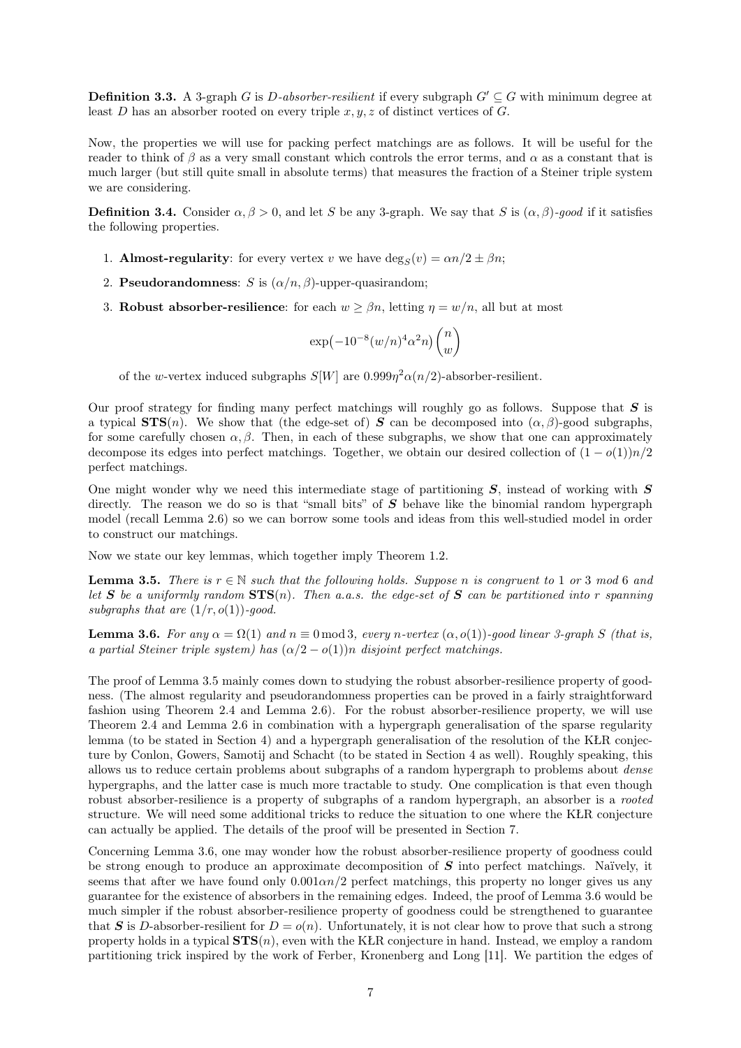**Definition 3.3.** A 3-graph $G$ is $D$*-absorber-resilient* if every subgraph $G' \subseteq G$ with minimum degree at least $D$ has an absorber rooted on every triple $x, y, z$ of distinct vertices of $G$.

Now, the properties we will use for packing perfect matchings are as follows. It will be useful for the reader to think of $\beta$ as a very small constant which controls the error terms, and $\alpha$ as a constant that is much larger (but still quite small in absolute terms) that measures the fraction of a Steiner triple system we are considering.

**Definition 3.4.** Consider $\alpha, \beta > 0$, and let $S$ be any 3-graph. We say that $S$ is $(\alpha, \beta)$*-good* if it satisfies the following properties.

1. **Almost-regularity**: for every vertex $v$ we have $\deg_S(v) = \alpha n/2 \pm \beta n$;
2. **Pseudorandomness**: $S$ is $(\alpha/n, \beta)$-upper-quasirandom;
3. **Robust absorber-resilience**: for each $w \geq \beta n$, letting $\eta = w/n$, all but at most

$$\exp\bigl(-10^{-8}(w/n)^4\alpha^2 n\bigr)\binom{n}{w}$$

of the $w$-vertex induced subgraphs $S[W]$ are $0.999\eta^2\alpha(n/2)$-absorber-resilient.

Our proof strategy for finding many perfect matchings will roughly go as follows. Suppose that $\boldsymbol{S}$ is a typical $\mathbf{STS}(n)$. We show that (the edge-set of) $\boldsymbol{S}$ can be decomposed into $(\alpha, \beta)$-good subgraphs, for some carefully chosen $\alpha, \beta$. Then, in each of these subgraphs, we show that one can approximately decompose its edges into perfect matchings. Together, we obtain our desired collection of $(1 - o(1))n/2$ perfect matchings.

One might wonder why we need this intermediate stage of partitioning $\boldsymbol{S}$, instead of working with $\boldsymbol{S}$ directly. The reason we do so is that "small bits" of $\boldsymbol{S}$ behave like the binomial random hypergraph model (recall Lemma 2.6) so we can borrow some tools and ideas from this well-studied model in order to construct our matchings.

Now we state our key lemmas, which together imply Theorem 1.2.

**Lemma 3.5.** *There is $r \in \mathbb{N}$ such that the following holds. Suppose $n$ is congruent to 1 or 3 mod 6 and let $\boldsymbol{S}$ be a uniformly random $\mathbf{STS}(n)$. Then a.a.s. the edge-set of $\boldsymbol{S}$ can be partitioned into $r$ spanning subgraphs that are $(1/r, o(1))$-good.*

**Lemma 3.6.** *For any $\alpha = \Omega(1)$ and $n \equiv 0 \bmod 3$, every $n$-vertex $(\alpha, o(1))$-good linear 3-graph $S$ (that is, a partial Steiner triple system) has $(\alpha/2 - o(1))n$ disjoint perfect matchings.*

The proof of Lemma 3.5 mainly comes down to studying the robust absorber-resilience property of goodness. (The almost regularity and pseudorandomness properties can be proved in a fairly straightforward fashion using Theorem 2.4 and Lemma 2.6). For the robust absorber-resilience property, we will use Theorem 2.4 and Lemma 2.6 in combination with a hypergraph generalisation of the sparse regularity lemma (to be stated in Section 4) and a hypergraph generalisation of the resolution of the KŁR conjecture by Conlon, Gowers, Samotij and Schacht (to be stated in Section 4 as well). Roughly speaking, this allows us to reduce certain problems about subgraphs of a random hypergraph to problems about *dense* hypergraphs, and the latter case is much more tractable to study. One complication is that even though robust absorber-resilience is a property of subgraphs of a random hypergraph, an absorber is a *rooted* structure. We will need some additional tricks to reduce the situation to one where the KŁR conjecture can actually be applied. The details of the proof will be presented in Section 7.

Concerning Lemma 3.6, one may wonder how the robust absorber-resilience property of goodness could be strong enough to produce an approximate decomposition of $\boldsymbol{S}$ into perfect matchings. Naïvely, it seems that after we have found only $0.001\alpha n/2$ perfect matchings, this property no longer gives us any guarantee for the existence of absorbers in the remaining edges. Indeed, the proof of Lemma 3.6 would be much simpler if the robust absorber-resilience property of goodness could be strengthened to guarantee that $\boldsymbol{S}$ is $D$-absorber-resilient for $D = o(n)$. Unfortunately, it is not clear how to prove that such a strong property holds in a typical $\mathbf{STS}(n)$, even with the KŁR conjecture in hand. Instead, we employ a random partitioning trick inspired by the work of Ferber, Kronenberg and Long [11]. We partition the edges of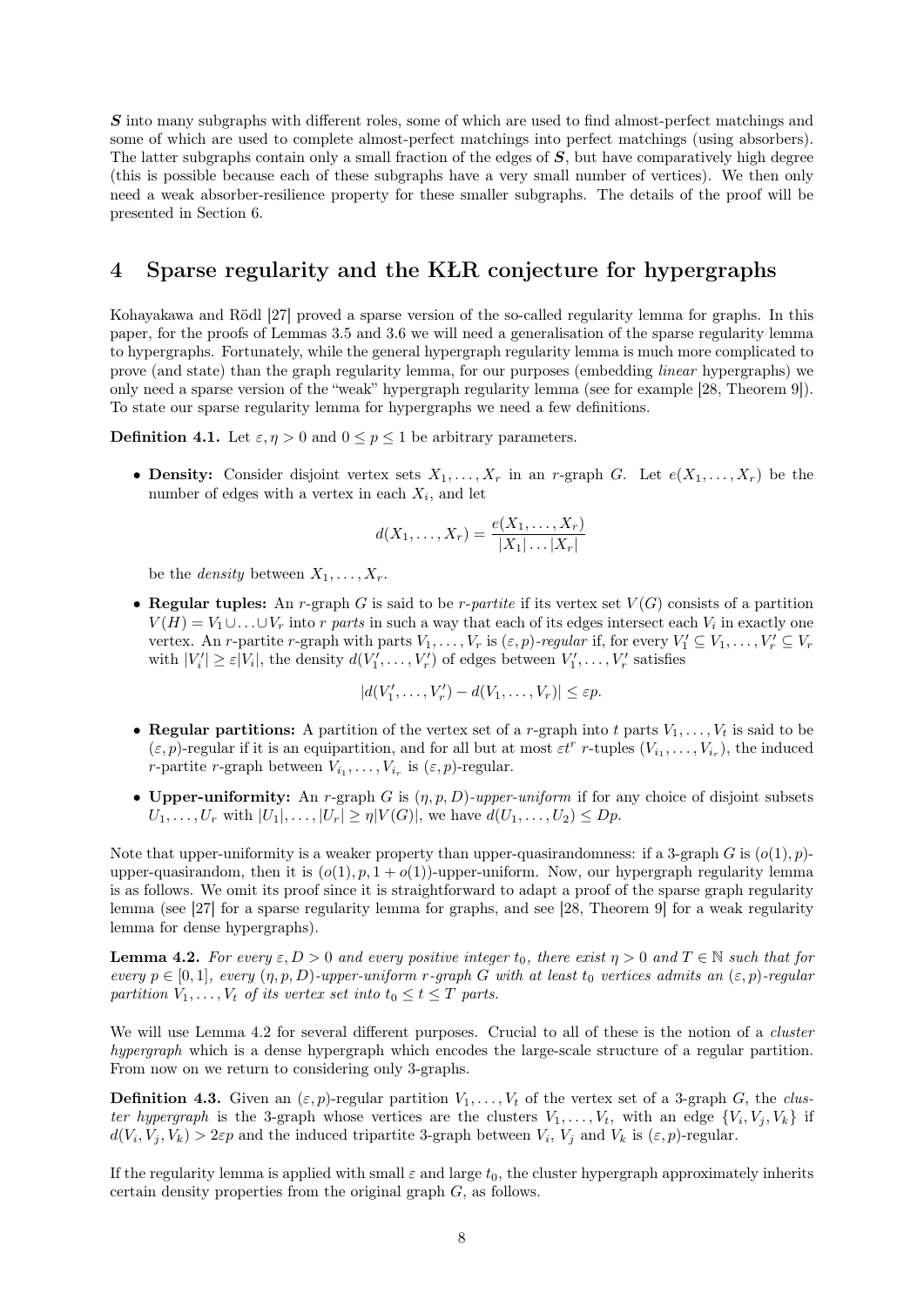**$\boldsymbol{S}$** into many subgraphs with different roles, some of which are used to find almost-perfect matchings and some of which are used to complete almost-perfect matchings into perfect matchings (using absorbers). The latter subgraphs contain only a small fraction of the edges of $\boldsymbol{S}$, but have comparatively high degree (this is possible because each of these subgraphs have a very small number of vertices). We then only need a weak absorber-resilience property for these smaller subgraphs. The details of the proof will be presented in Section 6.

# 4 Sparse regularity and the KŁR conjecture for hypergraphs

Kohayakawa and Rödl [27] proved a sparse version of the so-called regularity lemma for graphs. In this paper, for the proofs of Lemmas 3.5 and 3.6 we will need a generalisation of the sparse regularity lemma to hypergraphs. Fortunately, while the general hypergraph regularity lemma is much more complicated to prove (and state) than the graph regularity lemma, for our purposes (embedding *linear* hypergraphs) we only need a sparse version of the "weak" hypergraph regularity lemma (see for example [28, Theorem 9]). To state our sparse regularity lemma for hypergraphs we need a few definitions.

**Definition 4.1.** Let $\varepsilon, \eta > 0$ and $0 \le p \le 1$ be arbitrary parameters.

- **Density:** Consider disjoint vertex sets $X_1, \dots, X_r$ in an $r$-graph $G$. Let $e(X_1, \dots, X_r)$ be the number of edges with a vertex in each $X_i$, and let
$$d(X_1, \dots, X_r) = \frac{e(X_1, \dots, X_r)}{|X_1| \dots |X_r|}$$
be the *density* between $X_1, \dots, X_r$.
- **Regular tuples:** An $r$-graph $G$ is said to be *$r$-partite* if its vertex set $V(G)$ consists of a partition $V(H) = V_1 \cup \ldots \cup V_r$ into $r$ *parts* in such a way that each of its edges intersect each $V_i$ in exactly one vertex. An $r$-partite $r$-graph with parts $V_1, \dots, V_r$ is $(\varepsilon, p)$*-regular* if, for every $V_1' \subseteq V_1, \dots, V_r' \subseteq V_r$ with $|V_i'| \ge \varepsilon |V_i|$, the density $d(V_1', \dots, V_r')$ of edges between $V_1', \dots, V_r'$ satisfies
$$|d(V_1', \dots, V_r') - d(V_1, \dots, V_r)| \le \varepsilon p.$$
- **Regular partitions:** A partition of the vertex set of a $r$-graph into $t$ parts $V_1, \dots, V_t$ is said to be $(\varepsilon, p)$-regular if it is an equipartition, and for all but at most $\varepsilon t^r$ $r$-tuples $(V_{i_1}, \dots, V_{i_r})$, the induced $r$-partite $r$-graph between $V_{i_1}, \dots, V_{i_r}$ is $(\varepsilon, p)$-regular.
- **Upper-uniformity:** An $r$-graph $G$ is $(\eta, p, D)$*-upper-uniform* if for any choice of disjoint subsets $U_1, \dots, U_r$ with $|U_1|, \dots, |U_r| \ge \eta |V(G)|$, we have $d(U_1, \dots, U_2) \le Dp$.

Note that upper-uniformity is a weaker property than upper-quasirandomness: if a 3-graph $G$ is $(o(1), p)$-upper-quasirandom, then it is $(o(1), p, 1 + o(1))$-upper-uniform. Now, our hypergraph regularity lemma is as follows. We omit its proof since it is straightforward to adapt a proof of the sparse graph regularity lemma (see [27] for a sparse regularity lemma for graphs, and see [28, Theorem 9] for a weak regularity lemma for dense hypergraphs).

**Lemma 4.2.** *For every $\varepsilon, D > 0$ and every positive integer $t_0$, there exist $\eta > 0$ and $T \in \mathbb{N}$ such that for every $p \in [0, 1]$, every $(\eta, p, D)$-upper-uniform $r$-graph $G$ with at least $t_0$ vertices admits an $(\varepsilon, p)$-regular partition $V_1, \dots, V_t$ of its vertex set into $t_0 \le t \le T$ parts.*

We will use Lemma 4.2 for several different purposes. Crucial to all of these is the notion of a *cluster hypergraph* which is a dense hypergraph which encodes the large-scale structure of a regular partition. From now on we return to considering only 3-graphs.

**Definition 4.3.** Given an $(\varepsilon, p)$-regular partition $V_1, \dots, V_t$ of the vertex set of a 3-graph $G$, the *cluster hypergraph* is the 3-graph whose vertices are the clusters $V_1, \dots, V_t$, with an edge $\{V_i, V_j, V_k\}$ if $d(V_i, V_j, V_k) > 2\varepsilon p$ and the induced tripartite 3-graph between $V_i$, $V_j$ and $V_k$ is $(\varepsilon, p)$-regular.

If the regularity lemma is applied with small $\varepsilon$ and large $t_0$, the cluster hypergraph approximately inherits certain density properties from the original graph $G$, as follows.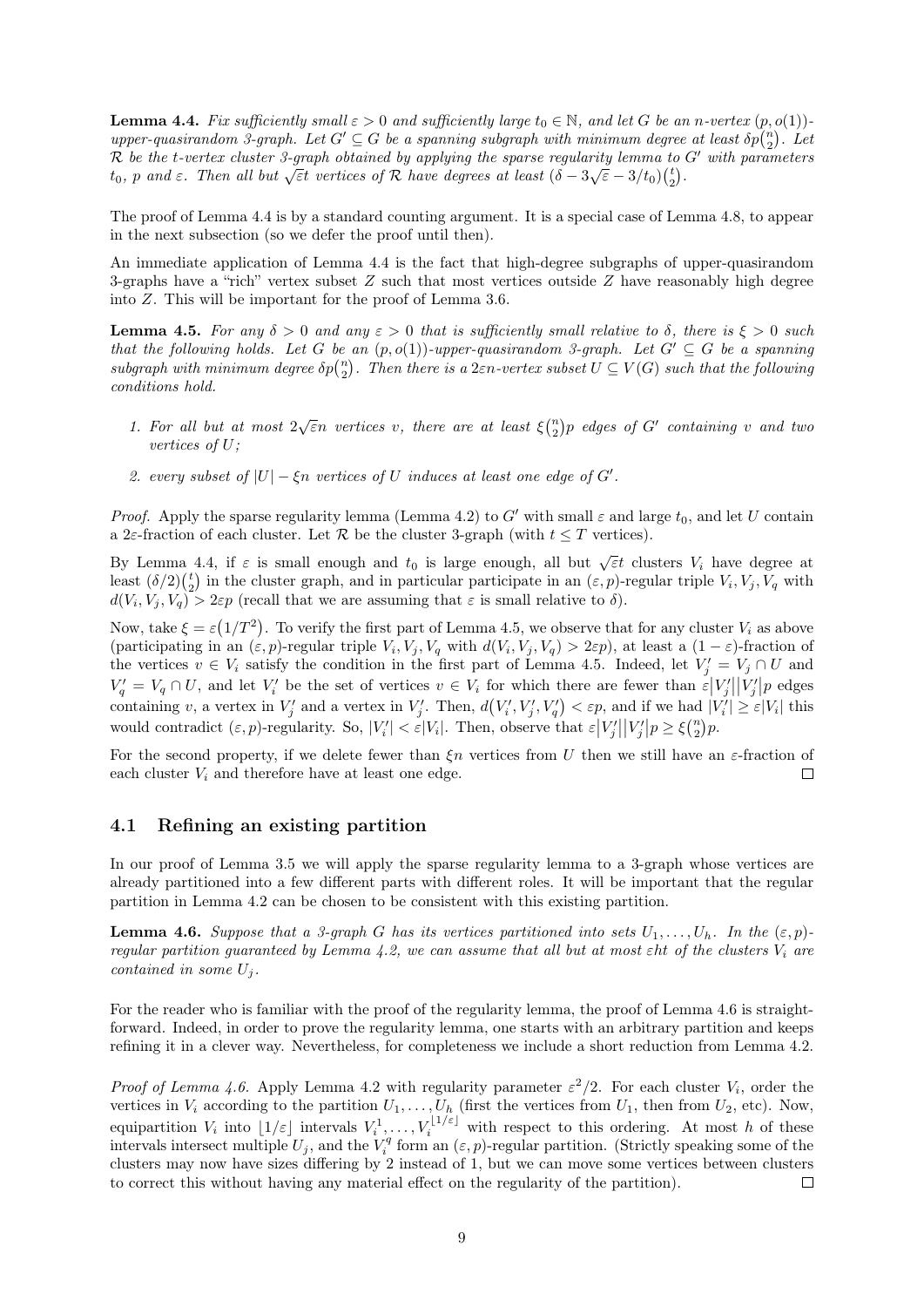**Lemma 4.4.** *Fix sufficiently small $\varepsilon > 0$ and sufficiently large $t_0 \in \mathbb{N}$, and let $G$ be an $n$-vertex $(p, o(1))$-upper-quasirandom 3-graph. Let $G' \subseteq G$ be a spanning subgraph with minimum degree at least $\delta p\binom{n}{2}$. Let $\mathcal{R}$ be the $t$-vertex cluster 3-graph obtained by applying the sparse regularity lemma to $G'$ with parameters $t_0$, $p$ and $\varepsilon$. Then all but $\sqrt{\varepsilon}t$ vertices of $\mathcal{R}$ have degrees at least $(\delta - 3\sqrt{\varepsilon} - 3/t_0)\binom{t}{2}$.*

The proof of Lemma 4.4 is by a standard counting argument. It is a special case of Lemma 4.8, to appear in the next subsection (so we defer the proof until then).

An immediate application of Lemma 4.4 is the fact that high-degree subgraphs of upper-quasirandom 3-graphs have a "rich" vertex subset $Z$ such that most vertices outside $Z$ have reasonably high degree into $Z$. This will be important for the proof of Lemma 3.6.

**Lemma 4.5.** *For any $\delta > 0$ and any $\varepsilon > 0$ that is sufficiently small relative to $\delta$, there is $\xi > 0$ such that the following holds. Let $G$ be an $(p, o(1))$-upper-quasirandom 3-graph. Let $G' \subseteq G$ be a spanning subgraph with minimum degree $\delta p\binom{n}{2}$. Then there is a $2\varepsilon n$-vertex subset $U \subseteq V(G)$ such that the following conditions hold.*

1. *For all but at most $2\sqrt{\varepsilon}n$ vertices $v$, there are at least $\xi\binom{n}{2}p$ edges of $G'$ containing $v$ and two vertices of $U$;*
2. *every subset of $|U| - \xi n$ vertices of $U$ induces at least one edge of $G'$.*

*Proof.* Apply the sparse regularity lemma (Lemma 4.2) to $G'$ with small $\varepsilon$ and large $t_0$, and let $U$ contain a $2\varepsilon$-fraction of each cluster. Let $\mathcal{R}$ be the cluster 3-graph (with $t \leq T$ vertices).

By Lemma 4.4, if $\varepsilon$ is small enough and $t_0$ is large enough, all but $\sqrt{\varepsilon}t$ clusters $V_i$ have degree at least $(\delta/2)\binom{t}{2}$ in the cluster graph, and in particular participate in an $(\varepsilon, p)$-regular triple $V_i, V_j, V_q$ with $d(V_i, V_j, V_q) > 2\varepsilon p$ (recall that we are assuming that $\varepsilon$ is small relative to $\delta$).

Now, take $\xi = \varepsilon\left(1/T^2\right)$. To verify the first part of Lemma 4.5, we observe that for any cluster $V_i$ as above (participating in an $(\varepsilon, p)$-regular triple $V_i, V_j, V_q$ with $d(V_i, V_j, V_q) > 2\varepsilon p$), at least a $(1-\varepsilon)$-fraction of the vertices $v \in V_i$ satisfy the condition in the first part of Lemma 4.5. Indeed, let $V_j' = V_j \cap U$ and $V_q' = V_q \cap U$, and let $V_i'$ be the set of vertices $v \in V_i$ for which there are fewer than $\varepsilon\left|V_j'\right|\left|V_j'\right|p$ edges containing $v$, a vertex in $V_j'$ and a vertex in $V_j'$. Then, $d\left(V_i', V_j', V_q'\right) < \varepsilon p$, and if we had $|V_i'| \geq \varepsilon|V_i|$ this would contradict $(\varepsilon, p)$-regularity. So, $|V_i'| < \varepsilon|V_i|$. Then, observe that $\varepsilon\left|V_j'\right|\left|V_j'\right|p \geq \xi\binom{n}{2}p$.

For the second property, if we delete fewer than $\xi n$ vertices from $U$ then we still have an $\varepsilon$-fraction of each cluster $V_i$ and therefore have at least one edge. $\square$

## 4.1 Refining an existing partition

In our proof of Lemma 3.5 we will apply the sparse regularity lemma to a 3-graph whose vertices are already partitioned into a few different parts with different roles. It will be important that the regular partition in Lemma 4.2 can be chosen to be consistent with this existing partition.

**Lemma 4.6.** *Suppose that a 3-graph $G$ has its vertices partitioned into sets $U_1, \ldots, U_h$. In the $(\varepsilon, p)$-regular partition guaranteed by Lemma 4.2, we can assume that all but at most $\varepsilon ht$ of the clusters $V_i$ are contained in some $U_j$.*

For the reader who is familiar with the proof of the regularity lemma, the proof of Lemma 4.6 is straightforward. Indeed, in order to prove the regularity lemma, one starts with an arbitrary partition and keeps refining it in a clever way. Nevertheless, for completeness we include a short reduction from Lemma 4.2.

*Proof of Lemma 4.6.* Apply Lemma 4.2 with regularity parameter $\varepsilon^2/2$. For each cluster $V_i$, order the vertices in $V_i$ according to the partition $U_1, \ldots, U_h$ (first the vertices from $U_1$, then from $U_2$, etc). Now, equipartition $V_i$ into $\lfloor 1/\varepsilon \rfloor$ intervals $V_i^1, \ldots, V_i^{\lfloor 1/\varepsilon \rfloor}$ with respect to this ordering. At most $h$ of these intervals intersect multiple $U_j$, and the $V_i^q$ form an $(\varepsilon, p)$-regular partition. (Strictly speaking some of the clusters may now have sizes differing by 2 instead of 1, but we can move some vertices between clusters to correct this without having any material effect on the regularity of the partition). $\square$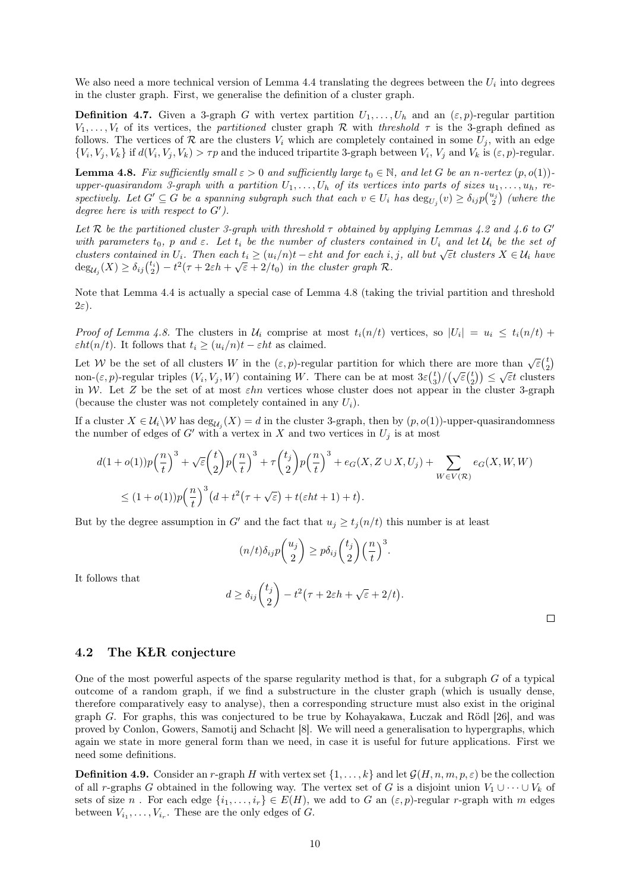We also need a more technical version of Lemma 4.4 translating the degrees between the $U_i$ into degrees in the cluster graph. First, we generalise the definition of a cluster graph.

**Definition 4.7.** Given a 3-graph $G$ with vertex partition $U_1, \ldots, U_h$ and an $(\varepsilon, p)$-regular partition $V_1, \ldots, V_t$ of its vertices, the *partitioned* cluster graph $\mathcal{R}$ with *threshold* $\tau$ is the 3-graph defined as follows. The vertices of $\mathcal{R}$ are the clusters $V_i$ which are completely contained in some $U_j$, with an edge $\{V_i, V_j, V_k\}$ if $d(V_i, V_j, V_k) > \tau p$ and the induced tripartite 3-graph between $V_i$, $V_j$ and $V_k$ is $(\varepsilon, p)$-regular.

**Lemma 4.8.** *Fix sufficiently small $\varepsilon > 0$ and sufficiently large $t_0 \in \mathbb{N}$, and let $G$ be an $n$-vertex $(p, o(1))$-upper-quasirandom 3-graph with a partition $U_1, \ldots, U_h$ of its vertices into parts of sizes $u_1, \ldots, u_h$, respectively. Let $G' \subseteq G$ be a spanning subgraph such that each $v \in U_i$ has $\deg_{U_j}(v) \geq \delta_{ij} p \binom{u_j}{2}$ (where the degree here is with respect to $G'$).*

*Let $\mathcal{R}$ be the partitioned cluster 3-graph with threshold $\tau$ obtained by applying Lemmas 4.2 and 4.6 to $G'$ with parameters $t_0$, $p$ and $\varepsilon$. Let $t_i$ be the number of clusters contained in $U_i$ and let $\mathcal{U}_i$ be the set of clusters contained in $U_i$. Then each $t_i \geq (u_i/n)t - \varepsilon ht$ and for each $i, j$, all but $\sqrt{\varepsilon} t$ clusters $X \in \mathcal{U}_i$ have $\deg_{\mathcal{U}_j}(X) \geq \delta_{ij} \binom{t_i}{2} - t^2(\tau + 2\varepsilon h + \sqrt{\varepsilon} + 2/t_0)$ in the cluster graph $\mathcal{R}$.*

Note that Lemma 4.4 is actually a special case of Lemma 4.8 (taking the trivial partition and threshold $2\varepsilon$).

*Proof of Lemma 4.8.* The clusters in $\mathcal{U}_i$ comprise at most $t_i(n/t)$ vertices, so $|U_i| = u_i \leq t_i(n/t) + \varepsilon ht(n/t)$. It follows that $t_i \geq (u_i/n)t - \varepsilon ht$ as claimed.

Let $\mathcal{W}$ be the set of all clusters $W$ in the $(\varepsilon, p)$-regular partition for which there are more than $\sqrt{\varepsilon}\binom{t}{2}$ non-$(\varepsilon, p)$-regular triples $(V_i, V_j, W)$ containing $W$. There can be at most $3\varepsilon\binom{t}{3}/\big(\sqrt{\varepsilon}\binom{t}{2}\big) \leq \sqrt{\varepsilon} t$ clusters in $\mathcal{W}$. Let $Z$ be the set of at most $\varepsilon hn$ vertices whose cluster does not appear in the cluster 3-graph (because the cluster was not completely contained in any $U_i$).

If a cluster $X \in \mathcal{U}_i \setminus \mathcal{W}$ has $\deg_{\mathcal{U}_j}(X) = d$ in the cluster 3-graph, then by $(p, o(1))$-upper-quasirandomness the number of edges of $G'$ with a vertex in $X$ and two vertices in $U_j$ is at most

$$
\begin{aligned}
&d(1+o(1))p\Big(\frac{n}{t}\Big)^3 + \sqrt{\varepsilon}\binom{t}{2}p\Big(\frac{n}{t}\Big)^3 + \tau\binom{t_j}{2}p\Big(\frac{n}{t}\Big)^3 + e_G(X, Z \cup X, U_j) + \sum_{W \in V(\mathcal{R})} e_G(X, W, W) \\
&\quad \leq (1+o(1))p\Big(\frac{n}{t}\Big)^3\big(d + t^2(\tau + \sqrt{\varepsilon}) + t(\varepsilon ht + 1) + t\big).
\end{aligned}
$$

But by the degree assumption in $G'$ and the fact that $u_j \geq t_j(n/t)$ this number is at least

$$
(n/t)\delta_{ij} p \binom{u_j}{2} \geq p\delta_{ij}\binom{t_j}{2}\Big(\frac{n}{t}\Big)^3.
$$

It follows that

$$
d \geq \delta_{ij}\binom{t_j}{2} - t^2\big(\tau + 2\varepsilon h + \sqrt{\varepsilon} + 2/t\big).
$$

$\square$

## 4.2 The KŁR conjecture

One of the most powerful aspects of the sparse regularity method is that, for a subgraph $G$ of a typical outcome of a random graph, if we find a substructure in the cluster graph (which is usually dense, therefore comparatively easy to analyse), then a corresponding structure must also exist in the original graph $G$. For graphs, this was conjectured to be true by Kohayakawa, Łuczak and Rödl [26], and was proved by Conlon, Gowers, Samotij and Schacht [8]. We will need a generalisation to hypergraphs, which again we state in more general form than we need, in case it is useful for future applications. First we need some definitions.

**Definition 4.9.** Consider an $r$-graph $H$ with vertex set $\{1, \ldots, k\}$ and let $\mathcal{G}(H, n, m, p, \varepsilon)$ be the collection of all $r$-graphs $G$ obtained in the following way. The vertex set of $G$ is a disjoint union $V_1 \cup \cdots \cup V_k$ of sets of size $n$ . For each edge $\{i_1, \ldots, i_r\} \in E(H)$, we add to $G$ an $(\varepsilon, p)$-regular $r$-graph with $m$ edges between $V_{i_1}, \ldots, V_{i_r}$. These are the only edges of $G$.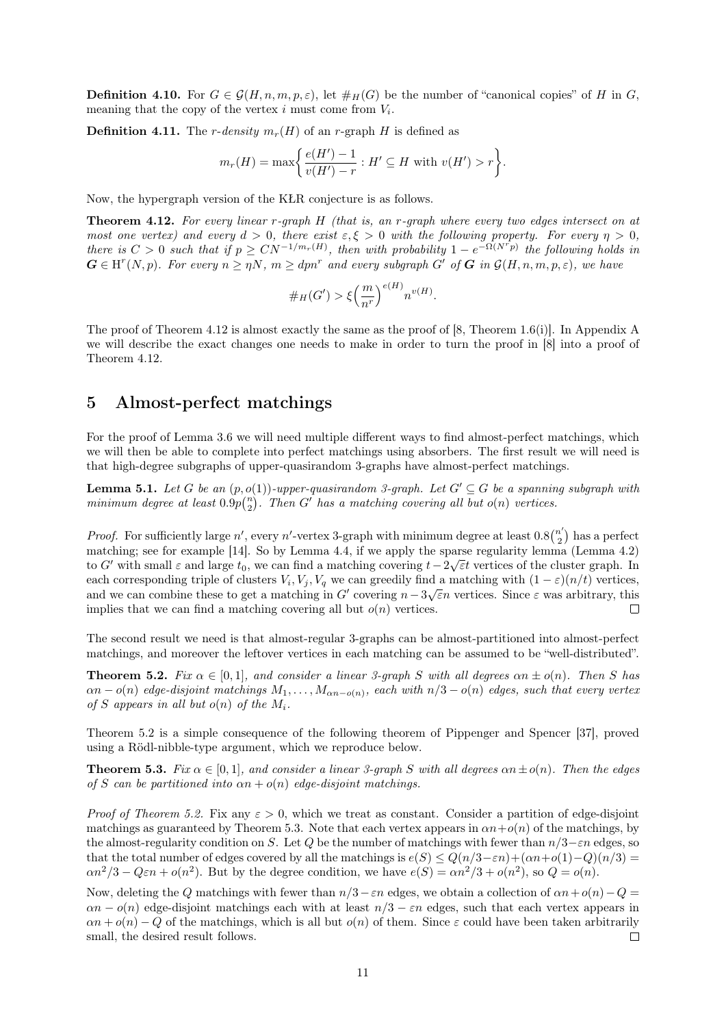**Definition 4.10.** For $G \in \mathcal{G}(H, n, m, p, \varepsilon)$, let $\#_H(G)$ be the number of "canonical copies" of $H$ in $G$, meaning that the copy of the vertex $i$ must come from $V_i$.

**Definition 4.11.** The *r-density* $m_r(H)$ of an $r$-graph $H$ is defined as

$$m_r(H) = \max\left\{ \frac{e(H') - 1}{v(H') - r} : H' \subseteq H \text{ with } v(H') > r \right\}.$$

Now, the hypergraph version of the KŁR conjecture is as follows.

**Theorem 4.12.** *For every linear r-graph H (that is, an r-graph where every two edges intersect on at most one vertex) and every $d > 0$, there exist $\varepsilon, \xi > 0$ with the following property. For every $\eta > 0$, there is $C > 0$ such that if $p \geq CN^{-1/m_r(H)}$, then with probability $1 - e^{-\Omega(N^r p)}$ the following holds in $\boldsymbol{G} \in \mathrm{H}^r(N, p)$. For every $n \geq \eta N$, $m \geq dpn^r$ and every subgraph $G'$ of $\boldsymbol{G}$ in $\mathcal{G}(H, n, m, p, \varepsilon)$, we have*

$$\#_H(G') > \xi \left( \frac{m}{n^r} \right)^{e(H)} n^{v(H)}.$$

The proof of Theorem 4.12 is almost exactly the same as the proof of [8, Theorem 1.6(i)]. In Appendix A we will describe the exact changes one needs to make in order to turn the proof in [8] into a proof of Theorem 4.12.

## 5 Almost-perfect matchings

For the proof of Lemma 3.6 we will need multiple different ways to find almost-perfect matchings, which we will then be able to complete into perfect matchings using absorbers. The first result we will need is that high-degree subgraphs of upper-quasirandom 3-graphs have almost-perfect matchings.

**Lemma 5.1.** *Let G be an $(p, o(1))$-upper-quasirandom 3-graph. Let $G' \subseteq G$ be a spanning subgraph with minimum degree at least $0.9p\binom{n}{2}$. Then $G'$ has a matching covering all but $o(n)$ vertices.*

*Proof.* For sufficiently large $n'$, every $n'$-vertex 3-graph with minimum degree at least $0.8\binom{n'}{2}$ has a perfect matching; see for example [14]. So by Lemma 4.4, if we apply the sparse regularity lemma (Lemma 4.2) to $G'$ with small $\varepsilon$ and large $t_0$, we can find a matching covering $t - 2\sqrt{\varepsilon}t$ vertices of the cluster graph. In each corresponding triple of clusters $V_i, V_j, V_q$ we can greedily find a matching with $(1 - \varepsilon)(n/t)$ vertices, and we can combine these to get a matching in $G'$ covering $n - 3\sqrt{\varepsilon}n$ vertices. Since $\varepsilon$ was arbitrary, this implies that we can find a matching covering all but $o(n)$ vertices. $\square$

The second result we need is that almost-regular 3-graphs can be almost-partitioned into almost-perfect matchings, and moreover the leftover vertices in each matching can be assumed to be "well-distributed".

**Theorem 5.2.** *Fix $\alpha \in [0, 1]$, and consider a linear 3-graph S with all degrees $\alpha n \pm o(n)$. Then S has $\alpha n - o(n)$ edge-disjoint matchings $M_1, \ldots, M_{\alpha n - o(n)}$, each with $n/3 - o(n)$ edges, such that every vertex of S appears in all but $o(n)$ of the $M_i$.*

Theorem 5.2 is a simple consequence of the following theorem of Pippenger and Spencer [37], proved using a Rödl-nibble-type argument, which we reproduce below.

**Theorem 5.3.** *Fix $\alpha \in [0, 1]$, and consider a linear 3-graph S with all degrees $\alpha n \pm o(n)$. Then the edges of S can be partitioned into $\alpha n + o(n)$ edge-disjoint matchings.*

*Proof of Theorem 5.2.* Fix any $\varepsilon > 0$, which we treat as constant. Consider a partition of edge-disjoint matchings as guaranteed by Theorem 5.3. Note that each vertex appears in $\alpha n + o(n)$ of the matchings, by the almost-regularity condition on $S$. Let $Q$ be the number of matchings with fewer than $n/3 - \varepsilon n$ edges, so that the total number of edges covered by all the matchings is $e(S) \leq Q(n/3 - \varepsilon n) + (\alpha n + o(1) - Q)(n/3) = \alpha n^2/3 - Q\varepsilon n + o(n^2)$. But by the degree condition, we have $e(S) = \alpha n^2/3 + o(n^2)$, so $Q = o(n)$.

Now, deleting the $Q$ matchings with fewer than $n/3 - \varepsilon n$ edges, we obtain a collection of $\alpha n + o(n) - Q = \alpha n - o(n)$ edge-disjoint matchings each with at least $n/3 - \varepsilon n$ edges, such that each vertex appears in $\alpha n + o(n) - Q$ of the matchings, which is all but $o(n)$ of them. Since $\varepsilon$ could have been taken arbitrarily small, the desired result follows. $\square$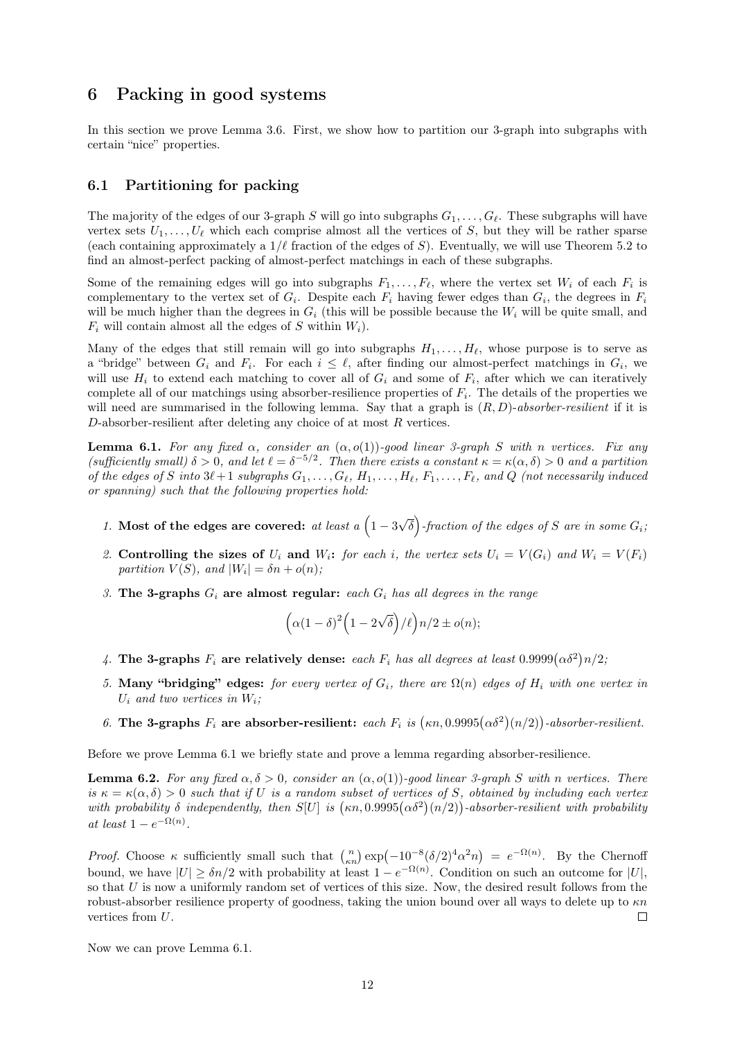# 6 Packing in good systems

In this section we prove Lemma 3.6. First, we show how to partition our 3-graph into subgraphs with certain "nice" properties.

## 6.1 Partitioning for packing

The majority of the edges of our 3-graph $S$ will go into subgraphs $G_1, \dots, G_\ell$. These subgraphs will have vertex sets $U_1, \dots, U_\ell$ which each comprise almost all the vertices of $S$, but they will be rather sparse (each containing approximately a $1/\ell$ fraction of the edges of $S$). Eventually, we will use Theorem 5.2 to find an almost-perfect packing of almost-perfect matchings in each of these subgraphs.

Some of the remaining edges will go into subgraphs $F_1, \dots, F_\ell$, where the vertex set $W_i$ of each $F_i$ is complementary to the vertex set of $G_i$. Despite each $F_i$ having fewer edges than $G_i$, the degrees in $F_i$ will be much higher than the degrees in $G_i$ (this will be possible because the $W_i$ will be quite small, and $F_i$ will contain almost all the edges of $S$ within $W_i$).

Many of the edges that still remain will go into subgraphs $H_1, \dots, H_\ell$, whose purpose is to serve as a "bridge" between $G_i$ and $F_i$. For each $i \le \ell$, after finding our almost-perfect matchings in $G_i$, we will use $H_i$ to extend each matching to cover all of $G_i$ and some of $F_i$, after which we can iteratively complete all of our matchings using absorber-resilience properties of $F_i$. The details of the properties we will need are summarised in the following lemma. Say that a graph is $(R, D)$-*absorber-resilient* if it is $D$-absorber-resilient after deleting any choice of at most $R$ vertices.

**Lemma 6.1.** *For any fixed $\alpha$, consider an $(\alpha, o(1))$-good linear 3-graph $S$ with $n$ vertices. Fix any (sufficiently small) $\delta > 0$, and let $\ell = \delta^{-5/2}$. Then there exists a constant $\kappa = \kappa(\alpha, \delta) > 0$ and a partition of the edges of $S$ into $3\ell + 1$ subgraphs $G_1, \dots, G_\ell$, $H_1, \dots, H_\ell$, $F_1, \dots, F_\ell$, and $Q$ (not necessarily induced or spanning) such that the following properties hold:*

1. **Most of the edges are covered:** *at least a $\left(1 - 3\sqrt{\delta}\right)$-fraction of the edges of $S$ are in some $G_i$;*
2. **Controlling the sizes of $U_i$ and $W_i$:** *for each $i$, the vertex sets $U_i = V(G_i)$ and $W_i = V(F_i)$ partition $V(S)$, and $|W_i| = \delta n + o(n)$;*
3. **The 3-graphs $G_i$ are almost regular:** *each $G_i$ has all degrees in the range*
$$\left(\alpha(1-\delta)^2\left(1 - 2\sqrt{\delta}\right)/\ell\right)n/2 \pm o(n);$$
4. **The 3-graphs $F_i$ are relatively dense:** *each $F_i$ has all degrees at least $0.9999\left(\alpha\delta^2\right)n/2$;*
5. **Many "bridging" edges:** *for every vertex of $G_i$, there are $\Omega(n)$ edges of $H_i$ with one vertex in $U_i$ and two vertices in $W_i$;*
6. **The 3-graphs $F_i$ are absorber-resilient:** *each $F_i$ is $\left(\kappa n, 0.9995\left(\alpha\delta^2\right)(n/2)\right)$-absorber-resilient.*

Before we prove Lemma 6.1 we briefly state and prove a lemma regarding absorber-resilience.

**Lemma 6.2.** *For any fixed $\alpha, \delta > 0$, consider an $(\alpha, o(1))$-good linear 3-graph $S$ with $n$ vertices. There is $\kappa = \kappa(\alpha, \delta) > 0$ such that if $U$ is a random subset of vertices of $S$, obtained by including each vertex with probability $\delta$ independently, then $S[U]$ is $\left(\kappa n, 0.9995\left(\alpha\delta^2\right)(n/2)\right)$-absorber-resilient with probability at least $1 - e^{-\Omega(n)}$.*

*Proof.* Choose $\kappa$ sufficiently small such that $\binom{n}{\kappa n}\exp\left(-10^{-8}(\delta/2)^4\alpha^2 n\right) = e^{-\Omega(n)}$. By the Chernoff bound, we have $|U| \ge \delta n/2$ with probability at least $1 - e^{-\Omega(n)}$. Condition on such an outcome for $|U|$, so that $U$ is now a uniformly random set of vertices of this size. Now, the desired result follows from the robust-absorber resilience property of goodness, taking the union bound over all ways to delete up to $\kappa n$ vertices from $U$. $\square$

Now we can prove Lemma 6.1.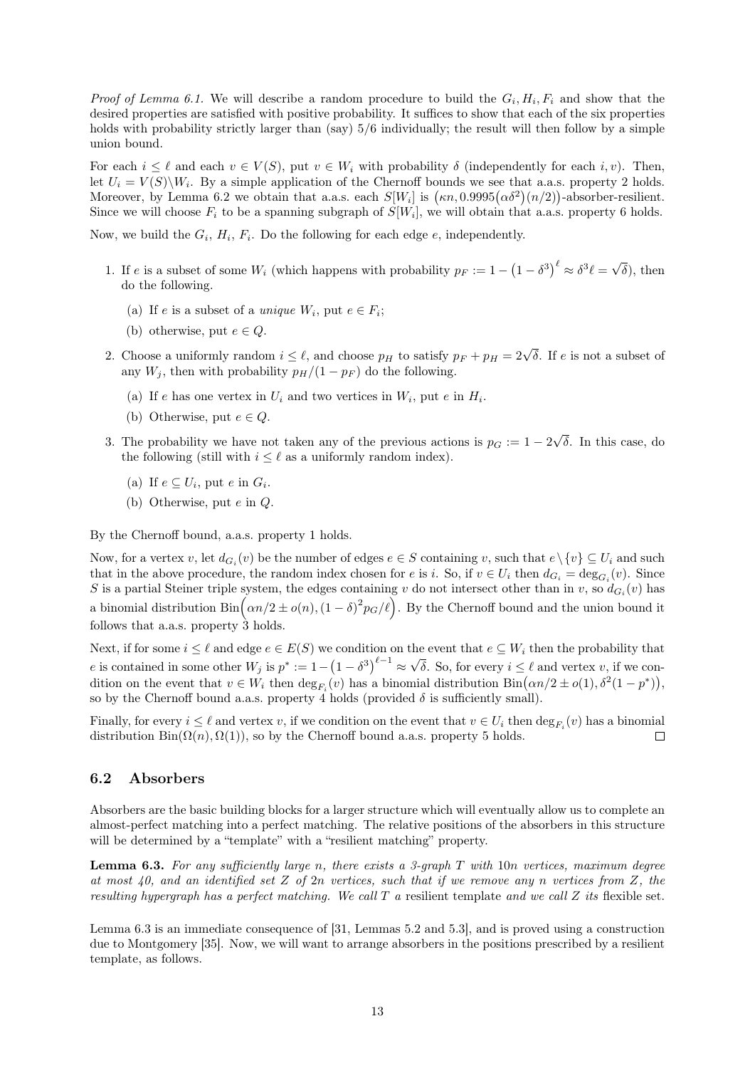*Proof of Lemma 6.1.* We will describe a random procedure to build the $G_i, H_i, F_i$ and show that the desired properties are satisfied with positive probability. It suffices to show that each of the six properties holds with probability strictly larger than (say) 5/6 individually; the result will then follow by a simple union bound.

For each $i \le \ell$ and each $v \in V(S)$, put $v \in W_i$ with probability $\delta$ (independently for each $i, v$). Then, let $U_i = V(S)\backslash W_i$. By a simple application of the Chernoff bounds we see that a.a.s. property 2 holds. Moreover, by Lemma 6.2 we obtain that a.a.s. each $S[W_i]$ is $\big(\kappa n, 0.9995(\alpha\delta^2)(n/2)\big)$-absorber-resilient. Since we will choose $F_i$ to be a spanning subgraph of $S[W_i]$, we will obtain that a.a.s. property 6 holds.

Now, we build the $G_i$, $H_i$, $F_i$. Do the following for each edge $e$, independently.

1. If $e$ is a subset of some $W_i$ (which happens with probability $p_F := 1 - \left(1-\delta^3\right)^\ell \approx \delta^3 \ell = \sqrt{\delta}$), then do the following.
   (a) If $e$ is a subset of a *unique* $W_i$, put $e \in F_i$;
   (b) otherwise, put $e \in Q$.
2. Choose a uniformly random $i \le \ell$, and choose $p_H$ to satisfy $p_F + p_H = 2\sqrt{\delta}$. If $e$ is not a subset of any $W_j$, then with probability $p_H/(1-p_F)$ do the following.
   (a) If $e$ has one vertex in $U_i$ and two vertices in $W_i$, put $e$ in $H_i$.
   (b) Otherwise, put $e \in Q$.
3. The probability we have not taken any of the previous actions is $p_G := 1 - 2\sqrt{\delta}$. In this case, do the following (still with $i \le \ell$ as a uniformly random index).
   (a) If $e \subseteq U_i$, put $e$ in $G_i$.
   (b) Otherwise, put $e$ in $Q$.

By the Chernoff bound, a.a.s. property 1 holds.

Now, for a vertex $v$, let $d_{G_i}(v)$ be the number of edges $e \in S$ containing $v$, such that $e \setminus \{v\} \subseteq U_i$ and such that in the above procedure, the random index chosen for $e$ is $i$. So, if $v \in U_i$ then $d_{G_i} = \deg_{G_i}(v)$. Since $S$ is a partial Steiner triple system, the edges containing $v$ do not intersect other than in $v$, so $d_{G_i}(v)$ has a binomial distribution $\operatorname{Bin}\!\Big(\alpha n/2 \pm o(n), (1-\delta)^2 p_G/\ell\Big)$. By the Chernoff bound and the union bound it follows that a.a.s. property 3 holds.

Next, if for some $i \le \ell$ and edge $e \in E(S)$ we condition on the event that $e \subseteq W_i$ then the probability that $e$ is contained in some other $W_j$ is $p^* := 1 - \left(1-\delta^3\right)^{\ell-1} \approx \sqrt{\delta}$. So, for every $i \le \ell$ and vertex $v$, if we condition on the event that $v \in W_i$ then $\deg_{F_i}(v)$ has a binomial distribution $\operatorname{Bin}\big(\alpha n/2 \pm o(1), \delta^2(1-p^*)\big)$, so by the Chernoff bound a.a.s. property 4 holds (provided $\delta$ is sufficiently small).

Finally, for every $i \le \ell$ and vertex $v$, if we condition on the event that $v \in U_i$ then $\deg_{F_i}(v)$ has a binomial distribution $\operatorname{Bin}(\Omega(n), \Omega(1))$, so by the Chernoff bound a.a.s. property 5 holds. $\square$

## 6.2 Absorbers

Absorbers are the basic building blocks for a larger structure which will eventually allow us to complete an almost-perfect matching into a perfect matching. The relative positions of the absorbers in this structure will be determined by a "template" with a "resilient matching" property.

**Lemma 6.3.** *For any sufficiently large $n$, there exists a 3-graph $T$ with $10n$ vertices, maximum degree at most 40, and an identified set $Z$ of $2n$ vertices, such that if we remove any $n$ vertices from $Z$, the resulting hypergraph has a perfect matching. We call $T$ a* resilient template *and we call $Z$ its* flexible set.

Lemma 6.3 is an immediate consequence of [31, Lemmas 5.2 and 5.3], and is proved using a construction due to Montgomery [35]. Now, we will want to arrange absorbers in the positions prescribed by a resilient template, as follows.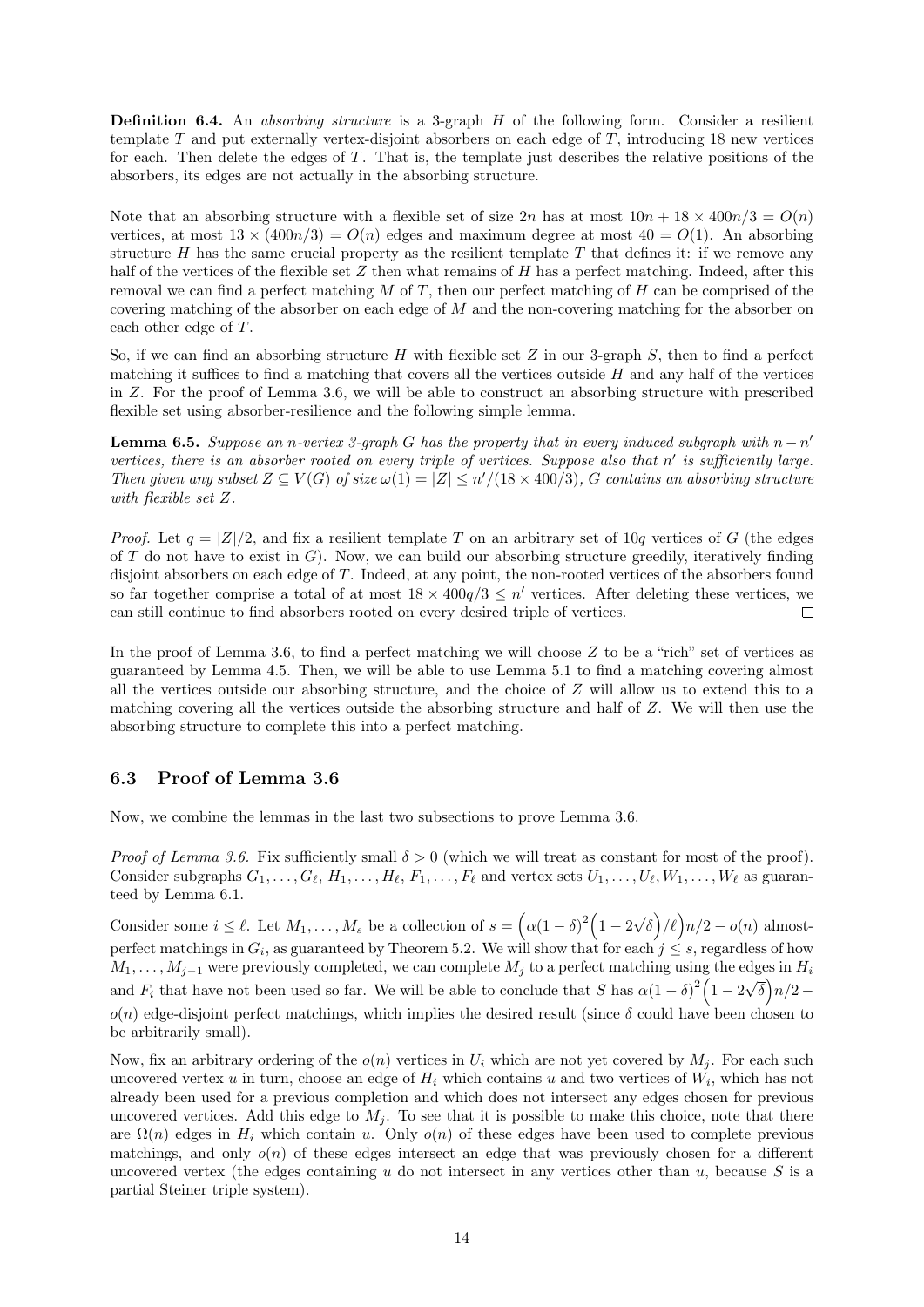**Definition 6.4.** An *absorbing structure* is a 3-graph $H$ of the following form. Consider a resilient template $T$ and put externally vertex-disjoint absorbers on each edge of $T$, introducing 18 new vertices for each. Then delete the edges of $T$. That is, the template just describes the relative positions of the absorbers, its edges are not actually in the absorbing structure.

Note that an absorbing structure with a flexible set of size $2n$ has at most $10n + 18 \times 400n/3 = O(n)$ vertices, at most $13 \times (400n/3) = O(n)$ edges and maximum degree at most $40 = O(1)$. An absorbing structure $H$ has the same crucial property as the resilient template $T$ that defines it: if we remove any half of the vertices of the flexible set $Z$ then what remains of $H$ has a perfect matching. Indeed, after this removal we can find a perfect matching $M$ of $T$, then our perfect matching of $H$ can be comprised of the covering matching of the absorber on each edge of $M$ and the non-covering matching for the absorber on each other edge of $T$.

So, if we can find an absorbing structure $H$ with flexible set $Z$ in our 3-graph $S$, then to find a perfect matching it suffices to find a matching that covers all the vertices outside $H$ and any half of the vertices in $Z$. For the proof of Lemma 3.6, we will be able to construct an absorbing structure with prescribed flexible set using absorber-resilience and the following simple lemma.

**Lemma 6.5.** *Suppose an $n$-vertex 3-graph $G$ has the property that in every induced subgraph with $n - n'$ vertices, there is an absorber rooted on every triple of vertices. Suppose also that $n'$ is sufficiently large. Then given any subset $Z \subseteq V(G)$ of size $\omega(1) = |Z| \leq n'/(18 \times 400/3)$, $G$ contains an absorbing structure with flexible set $Z$.*

*Proof.* Let $q = |Z|/2$, and fix a resilient template $T$ on an arbitrary set of $10q$ vertices of $G$ (the edges of $T$ do not have to exist in $G$). Now, we can build our absorbing structure greedily, iteratively finding disjoint absorbers on each edge of $T$. Indeed, at any point, the non-rooted vertices of the absorbers found so far together comprise a total of at most $18 \times 400q/3 \leq n'$ vertices. After deleting these vertices, we can still continue to find absorbers rooted on every desired triple of vertices. $\square$

In the proof of Lemma 3.6, to find a perfect matching we will choose $Z$ to be a "rich" set of vertices as guaranteed by Lemma 4.5. Then, we will be able to use Lemma 5.1 to find a matching covering almost all the vertices outside our absorbing structure, and the choice of $Z$ will allow us to extend this to a matching covering all the vertices outside the absorbing structure and half of $Z$. We will then use the absorbing structure to complete this into a perfect matching.

### 6.3 Proof of Lemma 3.6

Now, we combine the lemmas in the last two subsections to prove Lemma 3.6.

*Proof of Lemma 3.6.* Fix sufficiently small $\delta > 0$ (which we will treat as constant for most of the proof). Consider subgraphs $G_1, \ldots, G_\ell$, $H_1, \ldots, H_\ell$, $F_1, \ldots, F_\ell$ and vertex sets $U_1, \ldots, U_\ell, W_1, \ldots, W_\ell$ as guaranteed by Lemma 6.1.

Consider some $i \leq \ell$. Let $M_1, \ldots, M_s$ be a collection of $s = \left(\alpha(1-\delta)^2\left(1 - 2\sqrt{\delta}\right)/\ell\right)n/2 - o(n)$ almost-perfect matchings in $G_i$, as guaranteed by Theorem 5.2. We will show that for each $j \leq s$, regardless of how $M_1, \ldots, M_{j-1}$ were previously completed, we can complete $M_j$ to a perfect matching using the edges in $H_i$ and $F_i$ that have not been used so far. We will be able to conclude that $S$ has $\alpha(1-\delta)^2\left(1 - 2\sqrt{\delta}\right)n/2 - o(n)$ edge-disjoint perfect matchings, which implies the desired result (since $\delta$ could have been chosen to be arbitrarily small).

Now, fix an arbitrary ordering of the $o(n)$ vertices in $U_i$ which are not yet covered by $M_j$. For each such uncovered vertex $u$ in turn, choose an edge of $H_i$ which contains $u$ and two vertices of $W_i$, which has not already been used for a previous completion and which does not intersect any edges chosen for previous uncovered vertices. Add this edge to $M_j$. To see that it is possible to make this choice, note that there are $\Omega(n)$ edges in $H_i$ which contain $u$. Only $o(n)$ of these edges have been used to complete previous matchings, and only $o(n)$ of these edges intersect an edge that was previously chosen for a different uncovered vertex (the edges containing $u$ do not intersect in any vertices other than $u$, because $S$ is a partial Steiner triple system).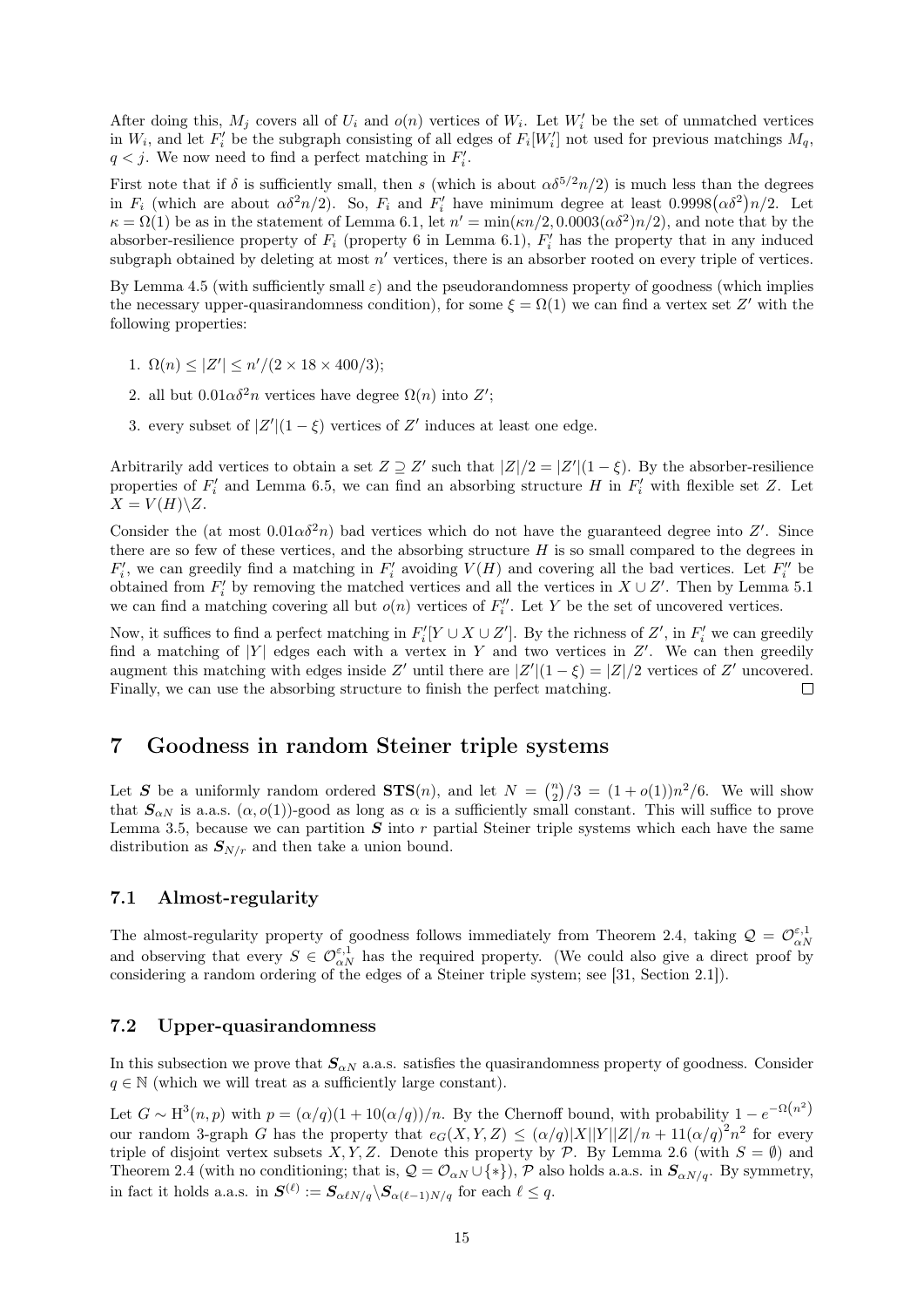After doing this, $M_j$ covers all of $U_i$ and $o(n)$ vertices of $W_i$. Let $W_i'$ be the set of unmatched vertices in $W_i$, and let $F_i'$ be the subgraph consisting of all edges of $F_i[W_i']$ not used for previous matchings $M_q$, $q < j$. We now need to find a perfect matching in $F_i'$.

First note that if $\delta$ is sufficiently small, then $s$ (which is about $\alpha\delta^{5/2}n/2$) is much less than the degrees in $F_i$ (which are about $\alpha\delta^2 n/2$). So, $F_i$ and $F_i'$ have minimum degree at least $0.9998(\alpha\delta^2)n/2$. Let $\kappa = \Omega(1)$ be as in the statement of Lemma 6.1, let $n' = \min(\kappa n/2, 0.0003(\alpha\delta^2)n/2)$, and note that by the absorber-resilience property of $F_i$ (property 6 in Lemma 6.1), $F_i'$ has the property that in any induced subgraph obtained by deleting at most $n'$ vertices, there is an absorber rooted on every triple of vertices.

By Lemma 4.5 (with sufficiently small $\varepsilon$) and the pseudorandomness property of goodness (which implies the necessary upper-quasirandomness condition), for some $\xi = \Omega(1)$ we can find a vertex set $Z'$ with the following properties:

1. $\Omega(n) \le |Z'| \le n'/(2 \times 18 \times 400/3)$;
2. all but $0.01\alpha\delta^2 n$ vertices have degree $\Omega(n)$ into $Z'$;
3. every subset of $|Z'|(1-\xi)$ vertices of $Z'$ induces at least one edge.

Arbitrarily add vertices to obtain a set $Z \supseteq Z'$ such that $|Z|/2 = |Z'|(1-\xi)$. By the absorber-resilience properties of $F_i'$ and Lemma 6.5, we can find an absorbing structure $H$ in $F_i'$ with flexible set $Z$. Let $X = V(H)\backslash Z$.

Consider the (at most $0.01\alpha\delta^2 n$) bad vertices which do not have the guaranteed degree into $Z'$. Since there are so few of these vertices, and the absorbing structure $H$ is so small compared to the degrees in $F_i'$, we can greedily find a matching in $F_i'$ avoiding $V(H)$ and covering all the bad vertices. Let $F_i''$ be obtained from $F_i'$ by removing the matched vertices and all the vertices in $X \cup Z'$. Then by Lemma 5.1 we can find a matching covering all but $o(n)$ vertices of $F_i''$. Let $Y$ be the set of uncovered vertices.

Now, it suffices to find a perfect matching in $F_i'[Y \cup X \cup Z']$. By the richness of $Z'$, in $F_i'$ we can greedily find a matching of $|Y|$ edges each with a vertex in $Y$ and two vertices in $Z'$. We can then greedily augment this matching with edges inside $Z'$ until there are $|Z'|(1-\xi) = |Z|/2$ vertices of $Z'$ uncovered. Finally, we can use the absorbing structure to finish the perfect matching. □

# 7 Goodness in random Steiner triple systems

Let $\boldsymbol{S}$ be a uniformly random ordered $\mathbf{STS}(n)$, and let $N = \binom{n}{2}/3 = (1+o(1))n^2/6$. We will show that $\boldsymbol{S}_{\alpha N}$ is a.a.s. $(\alpha, o(1))$-good as long as $\alpha$ is a sufficiently small constant. This will suffice to prove Lemma 3.5, because we can partition $\boldsymbol{S}$ into $r$ partial Steiner triple systems which each have the same distribution as $\boldsymbol{S}_{N/r}$ and then take a union bound.

## 7.1 Almost-regularity

The almost-regularity property of goodness follows immediately from Theorem 2.4, taking $\mathcal{Q} = \mathcal{O}_{\alpha N}^{\varepsilon,1}$ and observing that every $S \in \mathcal{O}_{\alpha N}^{\varepsilon,1}$ has the required property. (We could also give a direct proof by considering a random ordering of the edges of a Steiner triple system; see [31, Section 2.1]).

## 7.2 Upper-quasirandomness

In this subsection we prove that $\boldsymbol{S}_{\alpha N}$ a.a.s. satisfies the quasirandomness property of goodness. Consider $q \in \mathbb{N}$ (which we will treat as a sufficiently large constant).

Let $G \sim \mathrm{H}^3(n,p)$ with $p = (\alpha/q)(1 + 10(\alpha/q))/n$. By the Chernoff bound, with probability $1 - e^{-\Omega\left(n^2\right)}$ our random 3-graph $G$ has the property that $e_G(X,Y,Z) \le (\alpha/q)|X||Y||Z|/n + 11(\alpha/q)^2 n^2$ for every triple of disjoint vertex subsets $X, Y, Z$. Denote this property by $\mathcal{P}$. By Lemma 2.6 (with $S = \emptyset$) and Theorem 2.4 (with no conditioning; that is, $\mathcal{Q} = \mathcal{O}_{\alpha N} \cup \{*\}$), $\mathcal{P}$ also holds a.a.s. in $\boldsymbol{S}_{\alpha N/q}$. By symmetry, in fact it holds a.a.s. in $\boldsymbol{S}^{(\ell)} := \boldsymbol{S}_{\alpha\ell N/q} \backslash \boldsymbol{S}_{\alpha(\ell-1)N/q}$ for each $\ell \le q$.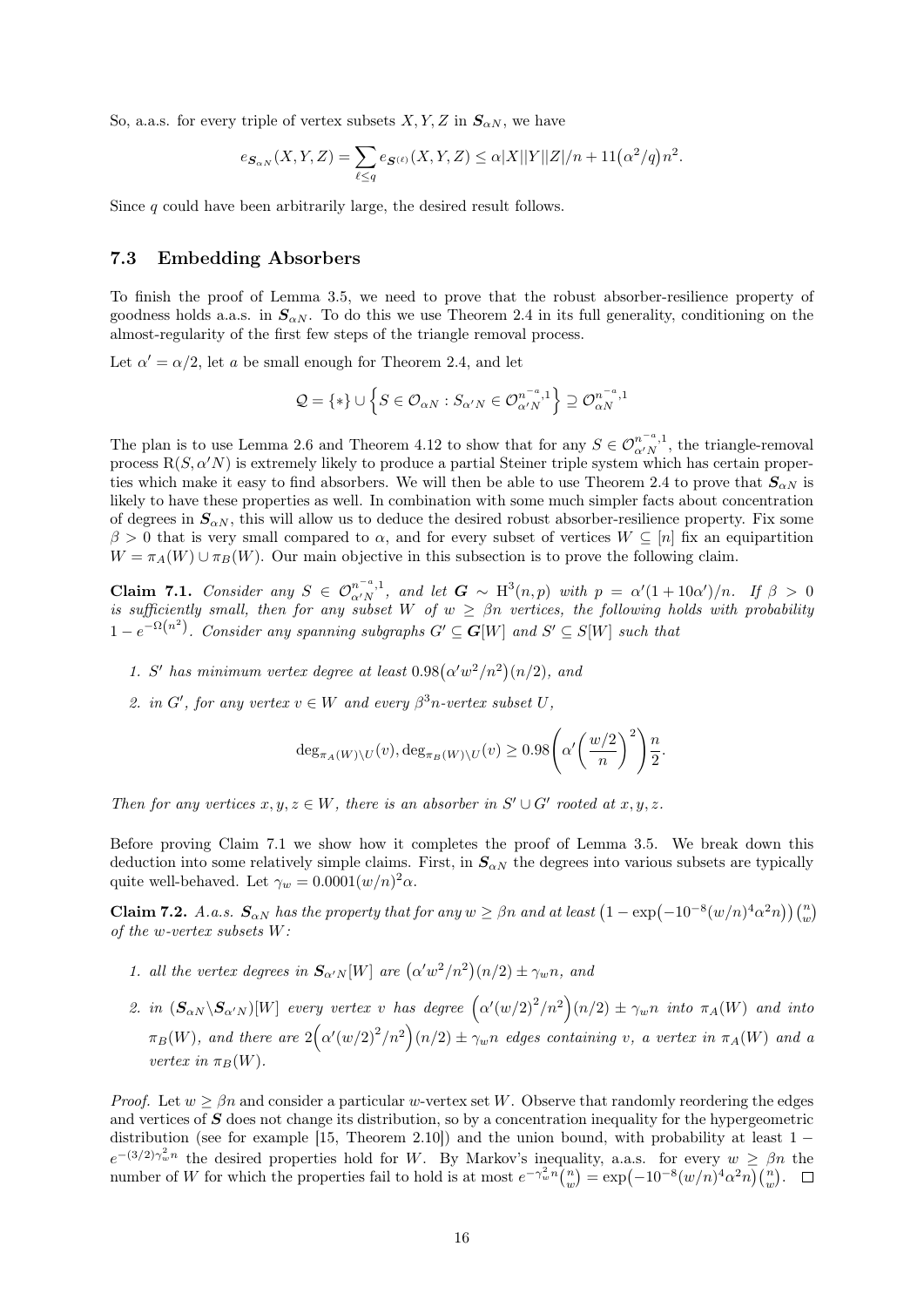So, a.a.s. for every triple of vertex subsets $X, Y, Z$ in $\boldsymbol{S}_{\alpha N}$, we have

$$e_{\boldsymbol{S}_{\alpha N}}(X,Y,Z) = \sum_{\ell \le q} e_{\boldsymbol{S}^{(\ell)}}(X,Y,Z) \le \alpha |X||Y||Z|/n + 11\big(\alpha^2/q\big)n^2.$$

Since $q$ could have been arbitrarily large, the desired result follows.

### 7.3 Embedding Absorbers

To finish the proof of Lemma 3.5, we need to prove that the robust absorber-resilience property of goodness holds a.a.s. in $\boldsymbol{S}_{\alpha N}$. To do this we use Theorem 2.4 in its full generality, conditioning on the almost-regularity of the first few steps of the triangle removal process.

Let $\alpha' = \alpha/2$, let $a$ be small enough for Theorem 2.4, and let

$$\mathcal{Q} = \{*\} \cup \Big\{ S \in \mathcal{O}_{\alpha N} : S_{\alpha' N} \in \mathcal{O}_{\alpha' N}^{n^{-a},1} \Big\} \supseteq \mathcal{O}_{\alpha N}^{n^{-a},1}$$

The plan is to use Lemma 2.6 and Theorem 4.12 to show that for any $S \in \mathcal{O}_{\alpha' N}^{n^{-a},1}$, the triangle-removal process $\mathrm{R}(S, \alpha' N)$ is extremely likely to produce a partial Steiner triple system which has certain properties which make it easy to find absorbers. We will then be able to use Theorem 2.4 to prove that $\boldsymbol{S}_{\alpha N}$ is likely to have these properties as well. In combination with some much simpler facts about concentration of degrees in $\boldsymbol{S}_{\alpha N}$, this will allow us to deduce the desired robust absorber-resilience property. Fix some $\beta > 0$ that is very small compared to $\alpha$, and for every subset of vertices $W \subseteq [n]$ fix an equipartition $W = \pi_A(W) \cup \pi_B(W)$. Our main objective in this subsection is to prove the following claim.

**Claim 7.1.** *Consider any $S \in \mathcal{O}_{\alpha' N}^{n^{-a},1}$, and let $\boldsymbol{G} \sim \mathrm{H}^3(n,p)$ with $p = \alpha'(1+10\alpha')/n$. If $\beta > 0$ is sufficiently small, then for any subset $W$ of $w \ge \beta n$ vertices, the following holds with probability $1 - e^{-\Omega(n^2)}$. Consider any spanning subgraphs $G' \subseteq \boldsymbol{G}[W]$ and $S' \subseteq S[W]$ such that*

1. *$S'$ has minimum vertex degree at least $0.98\big(\alpha' w^2/n^2\big)(n/2)$, and*
2. *in $G'$, for any vertex $v \in W$ and every $\beta^3 n$-vertex subset $U$,*

$$\deg_{\pi_A(W)\setminus U}(v), \deg_{\pi_B(W)\setminus U}(v) \ge 0.98\left(\alpha'\left(\frac{w/2}{n}\right)^2\right)\frac{n}{2}.$$

*Then for any vertices $x, y, z \in W$, there is an absorber in $S' \cup G'$ rooted at $x, y, z$.*

Before proving Claim 7.1 we show how it completes the proof of Lemma 3.5. We break down this deduction into some relatively simple claims. First, in $\boldsymbol{S}_{\alpha N}$ the degrees into various subsets are typically quite well-behaved. Let $\gamma_w = 0.0001(w/n)^2\alpha$.

**Claim 7.2.** *A.a.s. $\boldsymbol{S}_{\alpha N}$ has the property that for any $w \ge \beta n$ and at least $\big(1 - \exp\big(-10^{-8}(w/n)^4\alpha^2 n\big)\big)\binom{n}{w}$ of the $w$-vertex subsets $W$:*

1. *all the vertex degrees in $\boldsymbol{S}_{\alpha' N}[W]$ are $\big(\alpha' w^2/n^2\big)(n/2) \pm \gamma_w n$, and*
2. *in $(\boldsymbol{S}_{\alpha N} \setminus \boldsymbol{S}_{\alpha' N})[W]$ every vertex $v$ has degree $\Big(\alpha'(w/2)^2/n^2\Big)(n/2) \pm \gamma_w n$ into $\pi_A(W)$ and into $\pi_B(W)$, and there are $2\Big(\alpha'(w/2)^2/n^2\Big)(n/2) \pm \gamma_w n$ edges containing $v$, a vertex in $\pi_A(W)$ and a vertex in $\pi_B(W)$.*

*Proof.* Let $w \ge \beta n$ and consider a particular $w$-vertex set $W$. Observe that randomly reordering the edges and vertices of $\boldsymbol{S}$ does not change its distribution, so by a concentration inequality for the hypergeometric distribution (see for example [15, Theorem 2.10]) and the union bound, with probability at least $1 - e^{-(3/2)\gamma_w^2 n}$ the desired properties hold for $W$. By Markov's inequality, a.a.s. for every $w \ge \beta n$ the number of $W$ for which the properties fail to hold is at most $e^{-\gamma_w^2 n}\binom{n}{w} = \exp\big(-10^{-8}(w/n)^4\alpha^2 n\big)\binom{n}{w}$. $\square$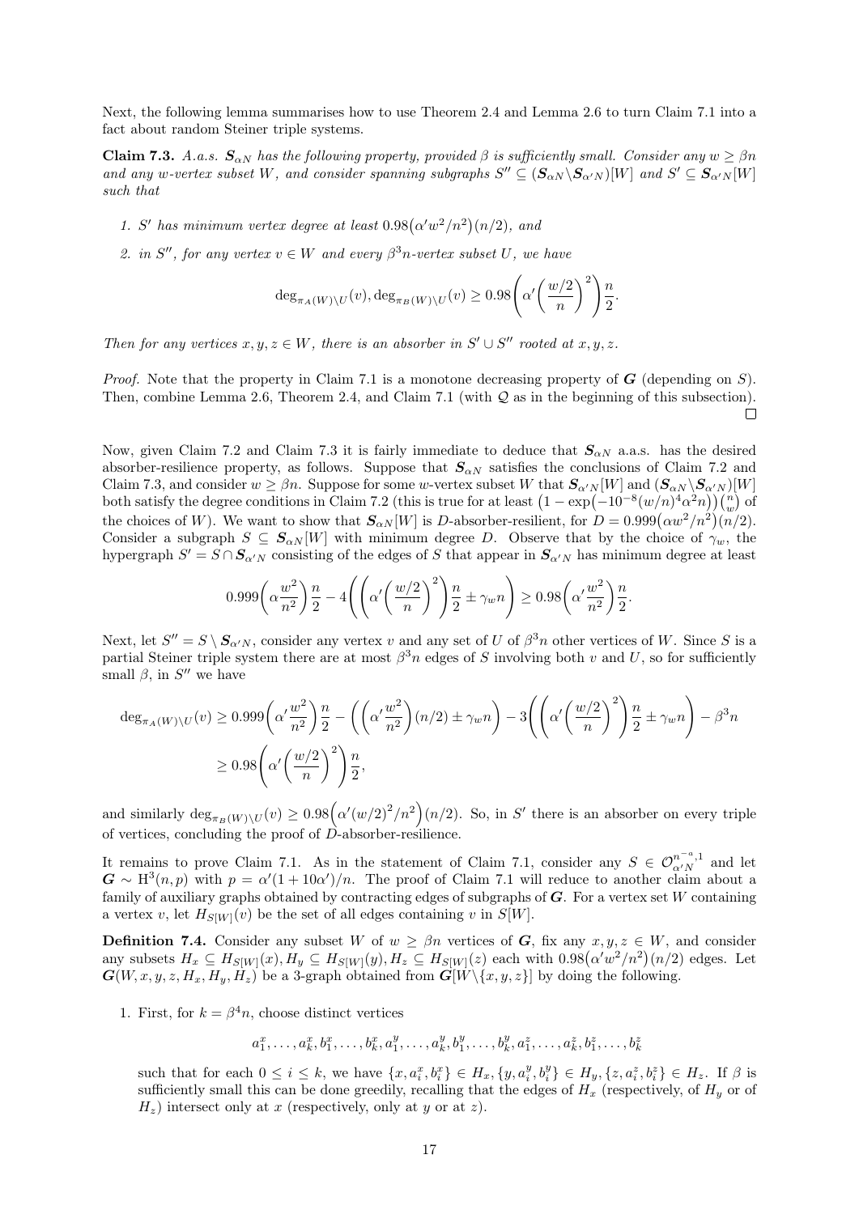Next, the following lemma summarises how to use Theorem 2.4 and Lemma 2.6 to turn Claim 7.1 into a fact about random Steiner triple systems.

**Claim 7.3.** *A.a.s. $\boldsymbol{S}_{\alpha N}$ has the following property, provided $\beta$ is sufficiently small. Consider any $w \geq \beta n$ and any $w$-vertex subset $W$, and consider spanning subgraphs $S'' \subseteq (\boldsymbol{S}_{\alpha N} \backslash \boldsymbol{S}_{\alpha' N})[W]$ and $S' \subseteq \boldsymbol{S}_{\alpha' N}[W]$ such that*

1. *$S'$ has minimum vertex degree at least $0.98\big(\alpha' w^2/n^2\big)(n/2)$, and*
2. *in $S''$, for any vertex $v \in W$ and every $\beta^3 n$-vertex subset $U$, we have*

$$\deg_{\pi_{A}(W)\backslash U}(v), \deg_{\pi_{B}(W)\backslash U}(v) \geq 0.98\left(\alpha'\left(\frac{w/2}{n}\right)^2\right)\frac{n}{2}.$$

*Then for any vertices $x, y, z \in W$, there is an absorber in $S' \cup S''$ rooted at $x, y, z$.*

*Proof.* Note that the property in Claim 7.1 is a monotone decreasing property of $\boldsymbol{G}$ (depending on $S$). Then, combine Lemma 2.6, Theorem 2.4, and Claim 7.1 (with $\mathcal{Q}$ as in the beginning of this subsection). $\square$

Now, given Claim 7.2 and Claim 7.3 it is fairly immediate to deduce that $\boldsymbol{S}_{\alpha N}$ a.a.s. has the desired absorber-resilience property, as follows. Suppose that $\boldsymbol{S}_{\alpha N}$ satisfies the conclusions of Claim 7.2 and Claim 7.3, and consider $w \geq \beta n$. Suppose for some $w$-vertex subset $W$ that $\boldsymbol{S}_{\alpha' N}[W]$ and $(\boldsymbol{S}_{\alpha N} \backslash \boldsymbol{S}_{\alpha' N})[W]$ both satisfy the degree conditions in Claim 7.2 (this is true for at least $\big(1 - \exp\big(-10^{-8}(w/n)^4 \alpha^2 n\big)\big)\binom{n}{w}$ of the choices of $W$). We want to show that $\boldsymbol{S}_{\alpha N}[W]$ is $D$-absorber-resilient, for $D = 0.999\big(\alpha w^2/n^2\big)(n/2)$. Consider a subgraph $S \subseteq \boldsymbol{S}_{\alpha N}[W]$ with minimum degree $D$. Observe that by the choice of $\gamma_w$, the hypergraph $S' = S \cap \boldsymbol{S}_{\alpha' N}$ consisting of the edges of $S$ that appear in $\boldsymbol{S}_{\alpha' N}$ has minimum degree at least

$$0.999\left(\alpha\frac{w^2}{n^2}\right)\frac{n}{2} - 4\left(\left(\alpha'\left(\frac{w/2}{n}\right)^2\right)\frac{n}{2} \pm \gamma_w n\right) \geq 0.98\left(\alpha'\frac{w^2}{n^2}\right)\frac{n}{2}.$$

Next, let $S'' = S \setminus \boldsymbol{S}_{\alpha' N}$, consider any vertex $v$ and any set of $U$ of $\beta^3 n$ other vertices of $W$. Since $S$ is a partial Steiner triple system there are at most $\beta^3 n$ edges of $S$ involving both $v$ and $U$, so for sufficiently small $\beta$, in $S''$ we have

$$\begin{aligned}
\deg_{\pi_A(W)\backslash U}(v) &\geq 0.999\left(\alpha'\frac{w^2}{n^2}\right)\frac{n}{2} - \left(\left(\alpha'\frac{w^2}{n^2}\right)(n/2) \pm \gamma_w n\right) - 3\left(\left(\alpha'\left(\frac{w/2}{n}\right)^2\right)\frac{n}{2} \pm \gamma_w n\right) - \beta^3 n \\
&\geq 0.98\left(\alpha'\left(\frac{w/2}{n}\right)^2\right)\frac{n}{2},
\end{aligned}$$

and similarly $\deg_{\pi_B(W)\backslash U}(v) \geq 0.98\Big(\alpha'(w/2)^2/n^2\Big)(n/2)$. So, in $S'$ there is an absorber on every triple of vertices, concluding the proof of $D$-absorber-resilience.

It remains to prove Claim 7.1. As in the statement of Claim 7.1, consider any $S \in \mathcal{O}_{\alpha' N}^{n^{-a},1}$ and let $\boldsymbol{G} \sim \mathrm{H}^3(n,p)$ with $p = \alpha'(1 + 10\alpha')/n$. The proof of Claim 7.1 will reduce to another claim about a family of auxiliary graphs obtained by contracting edges of subgraphs of $\boldsymbol{G}$. For a vertex set $W$ containing a vertex $v$, let $H_{S[W]}(v)$ be the set of all edges containing $v$ in $S[W]$.

**Definition 7.4.** Consider any subset $W$ of $w \geq \beta n$ vertices of $\boldsymbol{G}$, fix any $x, y, z \in W$, and consider any subsets $H_x \subseteq H_{S[W]}(x), H_y \subseteq H_{S[W]}(y), H_z \subseteq H_{S[W]}(z)$ each with $0.98\big(\alpha' w^2/n^2\big)(n/2)$ edges. Let $\boldsymbol{G}(W, x, y, z, H_x, H_y, H_z)$ be a 3-graph obtained from $\boldsymbol{G}[W \backslash \{x, y, z\}]$ by doing the following.

1. First, for $k = \beta^4 n$, choose distinct vertices

$$a_1^x, \ldots, a_k^x, b_1^x, \ldots, b_k^x, a_1^y, \ldots, a_k^y, b_1^y, \ldots, b_k^y, a_1^z, \ldots, a_k^z, b_1^z, \ldots, b_k^z$$

such that for each $0 \leq i \leq k$, we have $\{x, a_i^x, b_i^x\} \in H_x, \{y, a_i^y, b_i^y\} \in H_y, \{z, a_i^z, b_i^z\} \in H_z$. If $\beta$ is sufficiently small this can be done greedily, recalling that the edges of $H_x$ (respectively, of $H_y$ or of $H_z$) intersect only at $x$ (respectively, only at $y$ or at $z$).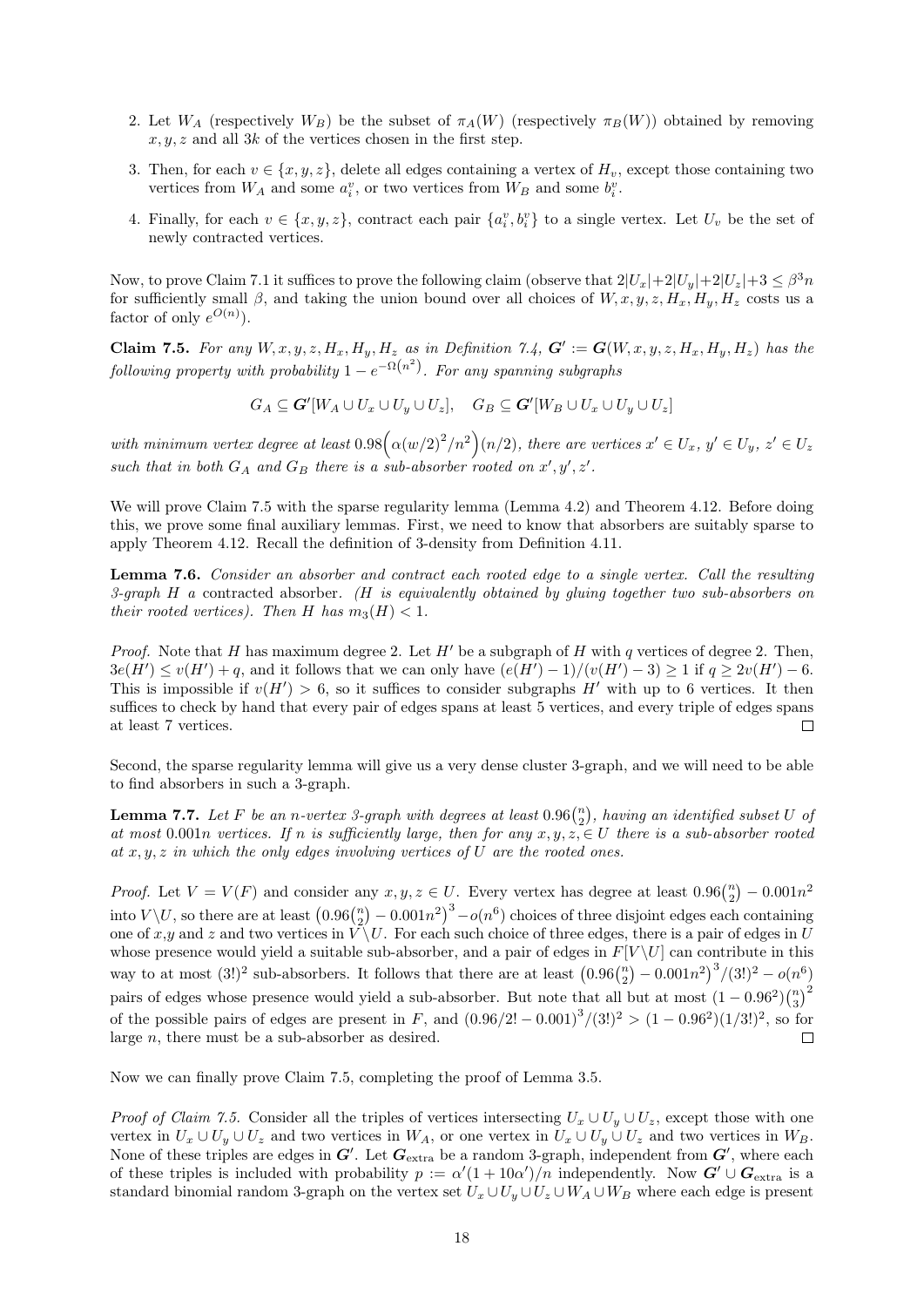2. Let $W_A$ (respectively $W_B$) be the subset of $\pi_A(W)$ (respectively $\pi_B(W)$) obtained by removing $x, y, z$ and all $3k$ of the vertices chosen in the first step.

3. Then, for each $v \in \{x, y, z\}$, delete all edges containing a vertex of $H_v$, except those containing two vertices from $W_A$ and some $a_i^v$, or two vertices from $W_B$ and some $b_i^v$.

4. Finally, for each $v \in \{x, y, z\}$, contract each pair $\{a_i^v, b_i^v\}$ to a single vertex. Let $U_v$ be the set of newly contracted vertices.

Now, to prove Claim 7.1 it suffices to prove the following claim (observe that $2|U_x|+2|U_y|+2|U_z|+3 \le \beta^3 n$ for sufficiently small $\beta$, and taking the union bound over all choices of $W, x, y, z, H_x, H_y, H_z$ costs us a factor of only $e^{O(n)}$).

**Claim 7.5.** *For any $W, x, y, z, H_x, H_y, H_z$ as in Definition 7.4, $\boldsymbol{G}' := \boldsymbol{G}(W, x, y, z, H_x, H_y, H_z)$ has the following property with probability $1 - e^{-\Omega(n^2)}$. For any spanning subgraphs*

$$G_A \subseteq \boldsymbol{G}'[W_A \cup U_x \cup U_y \cup U_z], \quad G_B \subseteq \boldsymbol{G}'[W_B \cup U_x \cup U_y \cup U_z]$$

*with minimum vertex degree at least $0.98\Big(\alpha(w/2)^2/n^2\Big)(n/2)$, there are vertices $x' \in U_x$, $y' \in U_y$, $z' \in U_z$ such that in both $G_A$ and $G_B$ there is a sub-absorber rooted on $x', y', z'$.*

We will prove Claim 7.5 with the sparse regularity lemma (Lemma 4.2) and Theorem 4.12. Before doing this, we prove some final auxiliary lemmas. First, we need to know that absorbers are suitably sparse to apply Theorem 4.12. Recall the definition of 3-density from Definition 4.11.

**Lemma 7.6.** *Consider an absorber and contract each rooted edge to a single vertex. Call the resulting 3-graph $H$ a* contracted absorber. *($H$ is equivalently obtained by gluing together two sub-absorbers on their rooted vertices). Then $H$ has $m_3(H) < 1$.*

*Proof.* Note that $H$ has maximum degree 2. Let $H'$ be a subgraph of $H$ with $q$ vertices of degree 2. Then, $3e(H') \le v(H') + q$, and it follows that we can only have $(e(H') - 1)/(v(H') - 3) \ge 1$ if $q \ge 2v(H') - 6$. This is impossible if $v(H') > 6$, so it suffices to consider subgraphs $H'$ with up to 6 vertices. It then suffices to check by hand that every pair of edges spans at least 5 vertices, and every triple of edges spans at least 7 vertices. $\square$

Second, the sparse regularity lemma will give us a very dense cluster 3-graph, and we will need to be able to find absorbers in such a 3-graph.

**Lemma 7.7.** *Let $F$ be an $n$-vertex 3-graph with degrees at least $0.96\binom{n}{2}$, having an identified subset $U$ of at most $0.001n$ vertices. If $n$ is sufficiently large, then for any $x, y, z, \in U$ there is a sub-absorber rooted at $x, y, z$ in which the only edges involving vertices of $U$ are the rooted ones.*

*Proof.* Let $V = V(F)$ and consider any $x, y, z \in U$. Every vertex has degree at least $0.96\binom{n}{2} - 0.001n^2$ into $V \setminus U$, so there are at least $\big(0.96\binom{n}{2} - 0.001n^2\big)^3 - o(n^6)$ choices of three disjoint edges each containing one of $x$,$y$ and $z$ and two vertices in $V \setminus U$. For each such choice of three edges, there is a pair of edges in $U$ whose presence would yield a suitable sub-absorber, and a pair of edges in $F[V \setminus U]$ can contribute in this way to at most $(3!)^2$ sub-absorbers. It follows that there are at least $\big(0.96\binom{n}{2} - 0.001n^2\big)^3/(3!)^2 - o(n^6)$ pairs of edges whose presence would yield a sub-absorber. But note that all but at most $(1 - 0.96^2)\binom{n}{3}^2$ of the possible pairs of edges are present in $F$, and $(0.96/2! - 0.001)^3/(3!)^2 > (1 - 0.96^2)(1/3!)^2$, so for large $n$, there must be a sub-absorber as desired. $\square$

Now we can finally prove Claim 7.5, completing the proof of Lemma 3.5.

*Proof of Claim 7.5.* Consider all the triples of vertices intersecting $U_x \cup U_y \cup U_z$, except those with one vertex in $U_x \cup U_y \cup U_z$ and two vertices in $W_A$, or one vertex in $U_x \cup U_y \cup U_z$ and two vertices in $W_B$. None of these triples are edges in $\boldsymbol{G}'$. Let $\boldsymbol{G}_{\text{extra}}$ be a random 3-graph, independent from $\boldsymbol{G}'$, where each of these triples is included with probability $p := \alpha'(1 + 10\alpha')/n$ independently. Now $\boldsymbol{G}' \cup \boldsymbol{G}_{\text{extra}}$ is a standard binomial random 3-graph on the vertex set $U_x \cup U_y \cup U_z \cup W_A \cup W_B$ where each edge is present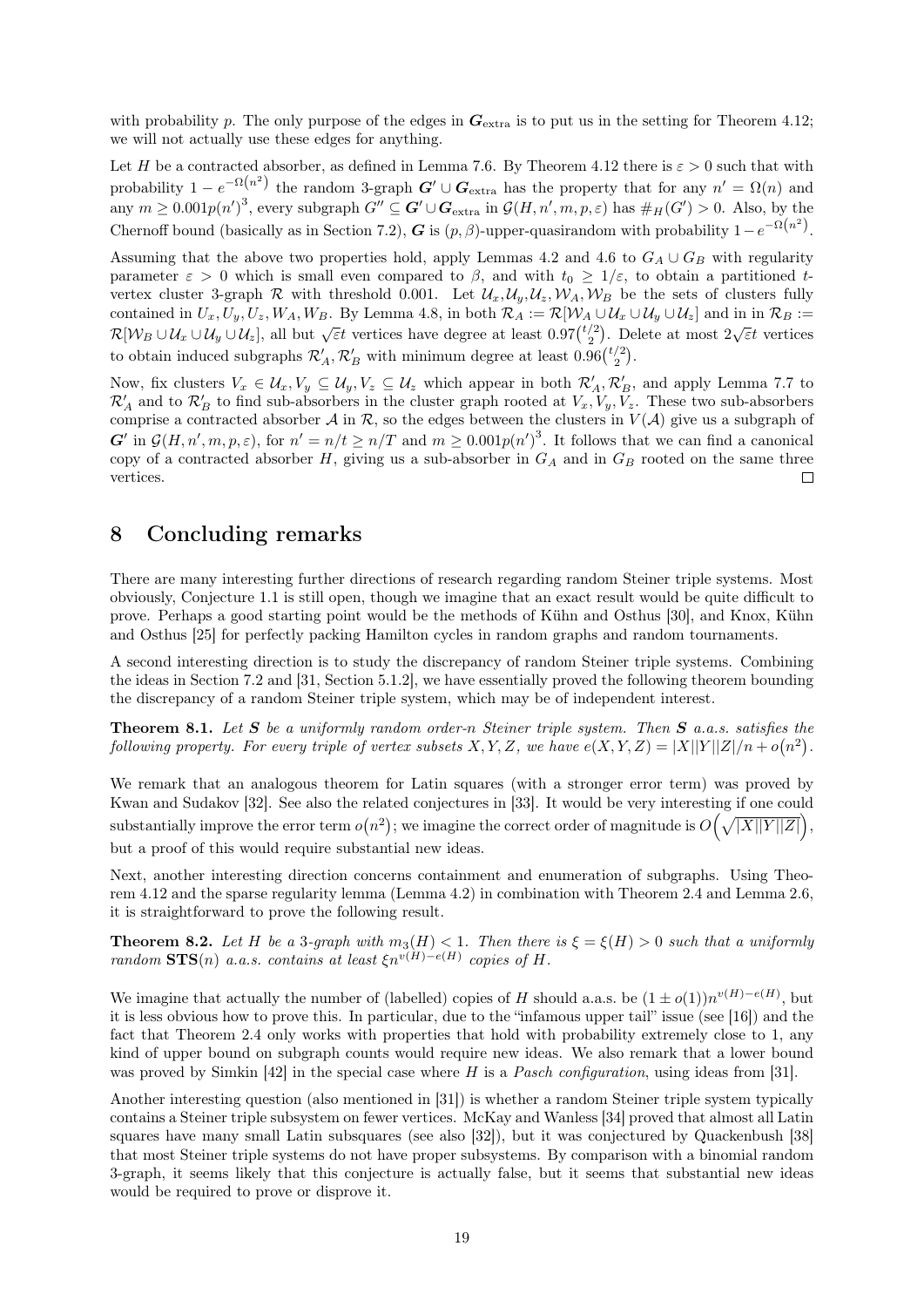with probability $p$. The only purpose of the edges in $\boldsymbol{G}_{\text{extra}}$ is to put us in the setting for Theorem 4.12; we will not actually use these edges for anything.

Let $H$ be a contracted absorber, as defined in Lemma 7.6. By Theorem 4.12 there is $\varepsilon > 0$ such that with probability $1 - e^{-\Omega(n^2)}$ the random 3-graph $\boldsymbol{G}' \cup \boldsymbol{G}_{\text{extra}}$ has the property that for any $n' = \Omega(n)$ and any $m \geq 0.001p(n')^3$, every subgraph $G'' \subseteq \boldsymbol{G}' \cup \boldsymbol{G}_{\text{extra}}$ in $\mathcal{G}(H, n', m, p, \varepsilon)$ has $\#_H(G') > 0$. Also, by the Chernoff bound (basically as in Section 7.2), $\boldsymbol{G}$ is $(p, \beta)$-upper-quasirandom with probability $1 - e^{-\Omega(n^2)}$.

Assuming that the above two properties hold, apply Lemmas 4.2 and 4.6 to $G_A \cup G_B$ with regularity parameter $\varepsilon > 0$ which is small even compared to $\beta$, and with $t_0 \geq 1/\varepsilon$, to obtain a partitioned $t$-vertex cluster 3-graph $\mathcal{R}$ with threshold 0.001. Let $\mathcal{U}_x, \mathcal{U}_y, \mathcal{U}_z, \mathcal{W}_A, \mathcal{W}_B$ be the sets of clusters fully contained in $U_x, U_y, U_z, W_A, W_B$. By Lemma 4.8, in both $\mathcal{R}_A := \mathcal{R}[\mathcal{W}_A \cup \mathcal{U}_x \cup \mathcal{U}_y \cup \mathcal{U}_z]$ and in in $\mathcal{R}_B := \mathcal{R}[\mathcal{W}_B \cup \mathcal{U}_x \cup \mathcal{U}_y \cup \mathcal{U}_z]$, all but $\sqrt{\varepsilon}t$ vertices have degree at least $0.97\binom{t/2}{2}$. Delete at most $2\sqrt{\varepsilon}t$ vertices to obtain induced subgraphs $\mathcal{R}'_A, \mathcal{R}'_B$ with minimum degree at least $0.96\binom{t/2}{2}$.

Now, fix clusters $V_x \in \mathcal{U}_x, V_y \subseteq \mathcal{U}_y, V_z \subseteq \mathcal{U}_z$ which appear in both $\mathcal{R}'_A, \mathcal{R}'_B$, and apply Lemma 7.7 to $\mathcal{R}'_A$ and to $\mathcal{R}'_B$ to find sub-absorbers in the cluster graph rooted at $V_x, V_y, V_z$. These two sub-absorbers comprise a contracted absorber $\mathcal{A}$ in $\mathcal{R}$, so the edges between the clusters in $V(\mathcal{A})$ give us a subgraph of $\boldsymbol{G}'$ in $\mathcal{G}(H, n', m, p, \varepsilon)$, for $n' = n/t \geq n/T$ and $m \geq 0.001p(n')^3$. It follows that we can find a canonical copy of a contracted absorber $H$, giving us a sub-absorber in $G_A$ and in $G_B$ rooted on the same three vertices. □

# 8 Concluding remarks

There are many interesting further directions of research regarding random Steiner triple systems. Most obviously, Conjecture 1.1 is still open, though we imagine that an exact result would be quite difficult to prove. Perhaps a good starting point would be the methods of Kühn and Osthus [30], and Knox, Kühn and Osthus [25] for perfectly packing Hamilton cycles in random graphs and random tournaments.

A second interesting direction is to study the discrepancy of random Steiner triple systems. Combining the ideas in Section 7.2 and [31, Section 5.1.2], we have essentially proved the following theorem bounding the discrepancy of a random Steiner triple system, which may be of independent interest.

**Theorem 8.1.** *Let $\boldsymbol{S}$ be a uniformly random order-$n$ Steiner triple system. Then $\boldsymbol{S}$ a.a.s. satisfies the following property. For every triple of vertex subsets $X, Y, Z$, we have $e(X, Y, Z) = |X||Y||Z|/n + o(n^2)$.*

We remark that an analogous theorem for Latin squares (with a stronger error term) was proved by Kwan and Sudakov [32]. See also the related conjectures in [33]. It would be very interesting if one could substantially improve the error term $o(n^2)$; we imagine the correct order of magnitude is $O\left(\sqrt{|X||Y||Z|}\right)$, but a proof of this would require substantial new ideas.

Next, another interesting direction concerns containment and enumeration of subgraphs. Using Theorem 4.12 and the sparse regularity lemma (Lemma 4.2) in combination with Theorem 2.4 and Lemma 2.6, it is straightforward to prove the following result.

**Theorem 8.2.** *Let $H$ be a 3-graph with $m_3(H) < 1$. Then there is $\xi = \xi(H) > 0$ such that a uniformly random* $\mathbf{STS}(n)$ *a.a.s. contains at least $\xi n^{v(H) - e(H)}$ copies of $H$.*

We imagine that actually the number of (labelled) copies of $H$ should a.a.s. be $(1 \pm o(1))n^{v(H)-e(H)}$, but it is less obvious how to prove this. In particular, due to the "infamous upper tail" issue (see [16]) and the fact that Theorem 2.4 only works with properties that hold with probability extremely close to 1, any kind of upper bound on subgraph counts would require new ideas. We also remark that a lower bound was proved by Simkin [42] in the special case where $H$ is a *Pasch configuration*, using ideas from [31].

Another interesting question (also mentioned in [31]) is whether a random Steiner triple system typically contains a Steiner triple subsystem on fewer vertices. McKay and Wanless [34] proved that almost all Latin squares have many small Latin subsquares (see also [32]), but it was conjectured by Quackenbush [38] that most Steiner triple systems do not have proper subsystems. By comparison with a binomial random 3-graph, it seems likely that this conjecture is actually false, but it seems that substantial new ideas would be required to prove or disprove it.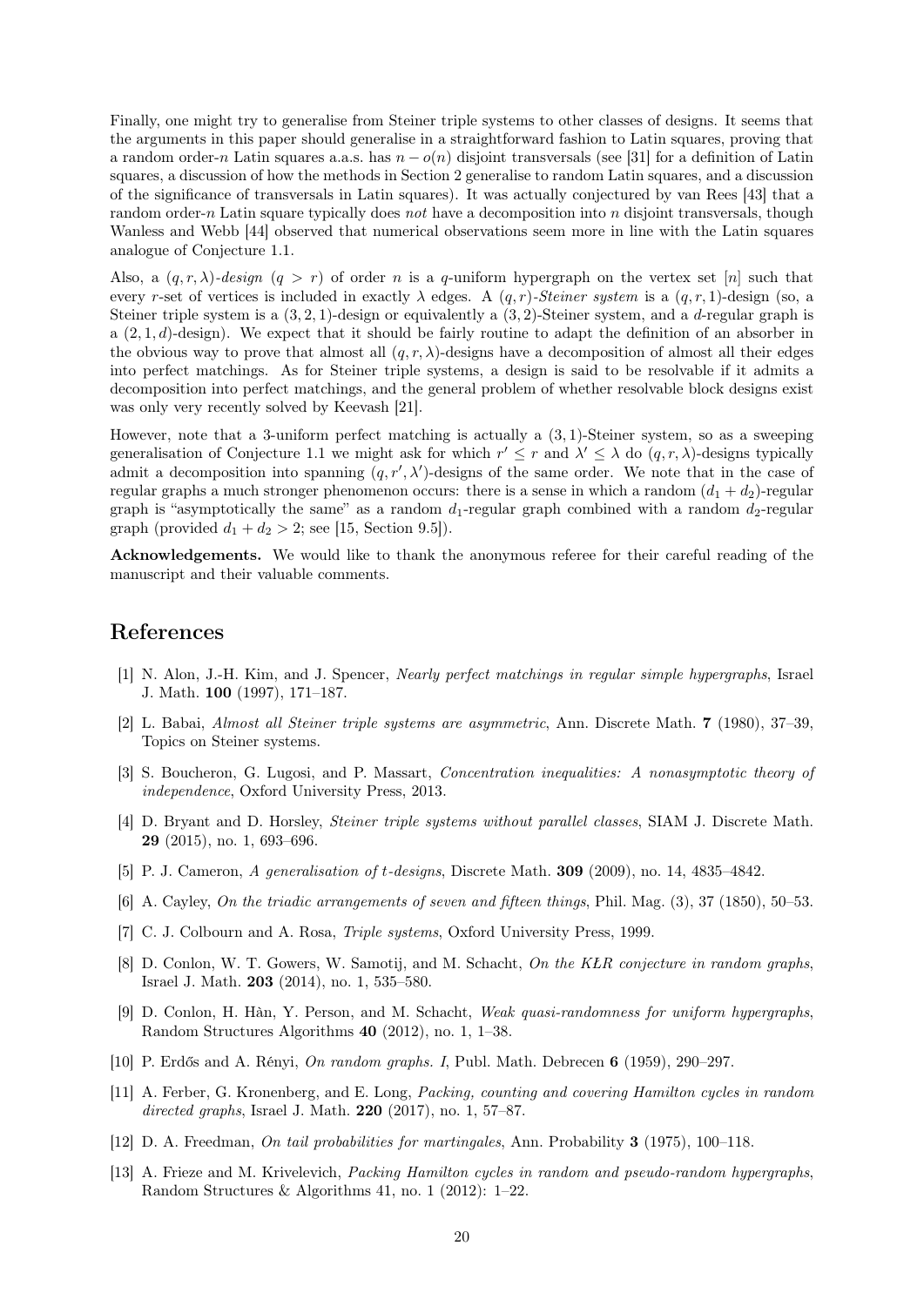Finally, one might try to generalise from Steiner triple systems to other classes of designs. It seems that the arguments in this paper should generalise in a straightforward fashion to Latin squares, proving that a random order-$n$ Latin squares a.a.s. has $n - o(n)$ disjoint transversals (see [31] for a definition of Latin squares, a discussion of how the methods in Section 2 generalise to random Latin squares, and a discussion of the significance of transversals in Latin squares). It was actually conjectured by van Rees [43] that a random order-$n$ Latin square typically does *not* have a decomposition into $n$ disjoint transversals, though Wanless and Webb [44] observed that numerical observations seem more in line with the Latin squares analogue of Conjecture 1.1.

Also, a $(q, r, \lambda)$-*design* $(q > r)$ of order $n$ is a $q$-uniform hypergraph on the vertex set $[n]$ such that every $r$-set of vertices is included in exactly $\lambda$ edges. A $(q, r)$-*Steiner system* is a $(q, r, 1)$-design (so, a Steiner triple system is a $(3, 2, 1)$-design or equivalently a $(3, 2)$-Steiner system, and a $d$-regular graph is a $(2, 1, d)$-design). We expect that it should be fairly routine to adapt the definition of an absorber in the obvious way to prove that almost all $(q, r, \lambda)$-designs have a decomposition of almost all their edges into perfect matchings. As for Steiner triple systems, a design is said to be resolvable if it admits a decomposition into perfect matchings, and the general problem of whether resolvable block designs exist was only very recently solved by Keevash [21].

However, note that a 3-uniform perfect matching is actually a $(3, 1)$-Steiner system, so as a sweeping generalisation of Conjecture 1.1 we might ask for which $r' \le r$ and $\lambda' \le \lambda$ do $(q, r, \lambda)$-designs typically admit a decomposition into spanning $(q, r', \lambda')$-designs of the same order. We note that in the case of regular graphs a much stronger phenomenon occurs: there is a sense in which a random $(d_1 + d_2)$-regular graph is "asymptotically the same" as a random $d_1$-regular graph combined with a random $d_2$-regular graph (provided $d_1 + d_2 > 2$; see [15, Section 9.5]).

**Acknowledgements.** We would like to thank the anonymous referee for their careful reading of the manuscript and their valuable comments.

# References

[1] N. Alon, J.-H. Kim, and J. Spencer, *Nearly perfect matchings in regular simple hypergraphs*, Israel J. Math. **100** (1997), 171–187.

[2] L. Babai, *Almost all Steiner triple systems are asymmetric*, Ann. Discrete Math. **7** (1980), 37–39, Topics on Steiner systems.

[3] S. Boucheron, G. Lugosi, and P. Massart, *Concentration inequalities: A nonasymptotic theory of independence*, Oxford University Press, 2013.

[4] D. Bryant and D. Horsley, *Steiner triple systems without parallel classes*, SIAM J. Discrete Math. **29** (2015), no. 1, 693–696.

[5] P. J. Cameron, *A generalisation of t-designs*, Discrete Math. **309** (2009), no. 14, 4835–4842.

[6] A. Cayley, *On the triadic arrangements of seven and fifteen things*, Phil. Mag. (3), 37 (1850), 50–53.

[7] C. J. Colbourn and A. Rosa, *Triple systems*, Oxford University Press, 1999.

[8] D. Conlon, W. T. Gowers, W. Samotij, and M. Schacht, *On the KŁR conjecture in random graphs*, Israel J. Math. **203** (2014), no. 1, 535–580.

[9] D. Conlon, H. Hàn, Y. Person, and M. Schacht, *Weak quasi-randomness for uniform hypergraphs*, Random Structures Algorithms **40** (2012), no. 1, 1–38.

[10] P. Erdős and A. Rényi, *On random graphs. I*, Publ. Math. Debrecen **6** (1959), 290–297.

[11] A. Ferber, G. Kronenberg, and E. Long, *Packing, counting and covering Hamilton cycles in random directed graphs*, Israel J. Math. **220** (2017), no. 1, 57–87.

[12] D. A. Freedman, *On tail probabilities for martingales*, Ann. Probability **3** (1975), 100–118.

[13] A. Frieze and M. Krivelevich, *Packing Hamilton cycles in random and pseudo-random hypergraphs*, Random Structures & Algorithms 41, no. 1 (2012): 1–22.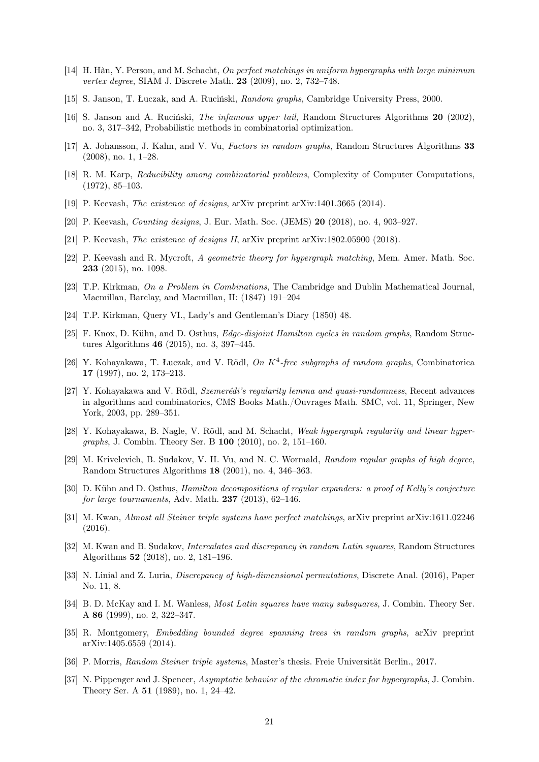[14] H. Hàn, Y. Person, and M. Schacht, *On perfect matchings in uniform hypergraphs with large minimum vertex degree*, SIAM J. Discrete Math. **23** (2009), no. 2, 732–748.

[15] S. Janson, T. Łuczak, and A. Ruciński, *Random graphs*, Cambridge University Press, 2000.

[16] S. Janson and A. Ruciński, *The infamous upper tail*, Random Structures Algorithms **20** (2002), no. 3, 317–342, Probabilistic methods in combinatorial optimization.

[17] A. Johansson, J. Kahn, and V. Vu, *Factors in random graphs*, Random Structures Algorithms **33** (2008), no. 1, 1–28.

[18] R. M. Karp, *Reducibility among combinatorial problems*, Complexity of Computer Computations, (1972), 85–103.

[19] P. Keevash, *The existence of designs*, arXiv preprint arXiv:1401.3665 (2014).

[20] P. Keevash, *Counting designs*, J. Eur. Math. Soc. (JEMS) **20** (2018), no. 4, 903–927.

[21] P. Keevash, *The existence of designs II*, arXiv preprint arXiv:1802.05900 (2018).

[22] P. Keevash and R. Mycroft, *A geometric theory for hypergraph matching*, Mem. Amer. Math. Soc. **233** (2015), no. 1098.

[23] T.P. Kirkman, *On a Problem in Combinations*, The Cambridge and Dublin Mathematical Journal, Macmillan, Barclay, and Macmillan, II: (1847) 191–204

[24] T.P. Kirkman, Query VI., Lady's and Gentleman's Diary (1850) 48.

[25] F. Knox, D. Kühn, and D. Osthus, *Edge-disjoint Hamilton cycles in random graphs*, Random Structures Algorithms **46** (2015), no. 3, 397–445.

[26] Y. Kohayakawa, T. Łuczak, and V. Rödl, *On $K^4$-free subgraphs of random graphs*, Combinatorica **17** (1997), no. 2, 173–213.

[27] Y. Kohayakawa and V. Rödl, *Szemerédi's regularity lemma and quasi-randomness*, Recent advances in algorithms and combinatorics, CMS Books Math./Ouvrages Math. SMC, vol. 11, Springer, New York, 2003, pp. 289–351.

[28] Y. Kohayakawa, B. Nagle, V. Rödl, and M. Schacht, *Weak hypergraph regularity and linear hypergraphs*, J. Combin. Theory Ser. B **100** (2010), no. 2, 151–160.

[29] M. Krivelevich, B. Sudakov, V. H. Vu, and N. C. Wormald, *Random regular graphs of high degree*, Random Structures Algorithms **18** (2001), no. 4, 346–363.

[30] D. Kühn and D. Osthus, *Hamilton decompositions of regular expanders: a proof of Kelly's conjecture for large tournaments*, Adv. Math. **237** (2013), 62–146.

[31] M. Kwan, *Almost all Steiner triple systems have perfect matchings*, arXiv preprint arXiv:1611.02246 (2016).

[32] M. Kwan and B. Sudakov, *Intercalates and discrepancy in random Latin squares*, Random Structures Algorithms **52** (2018), no. 2, 181–196.

[33] N. Linial and Z. Luria, *Discrepancy of high-dimensional permutations*, Discrete Anal. (2016), Paper No. 11, 8.

[34] B. D. McKay and I. M. Wanless, *Most Latin squares have many subsquares*, J. Combin. Theory Ser. A **86** (1999), no. 2, 322–347.

[35] R. Montgomery, *Embedding bounded degree spanning trees in random graphs*, arXiv preprint arXiv:1405.6559 (2014).

[36] P. Morris, *Random Steiner triple systems*, Master's thesis. Freie Universität Berlin., 2017.

[37] N. Pippenger and J. Spencer, *Asymptotic behavior of the chromatic index for hypergraphs*, J. Combin. Theory Ser. A **51** (1989), no. 1, 24–42.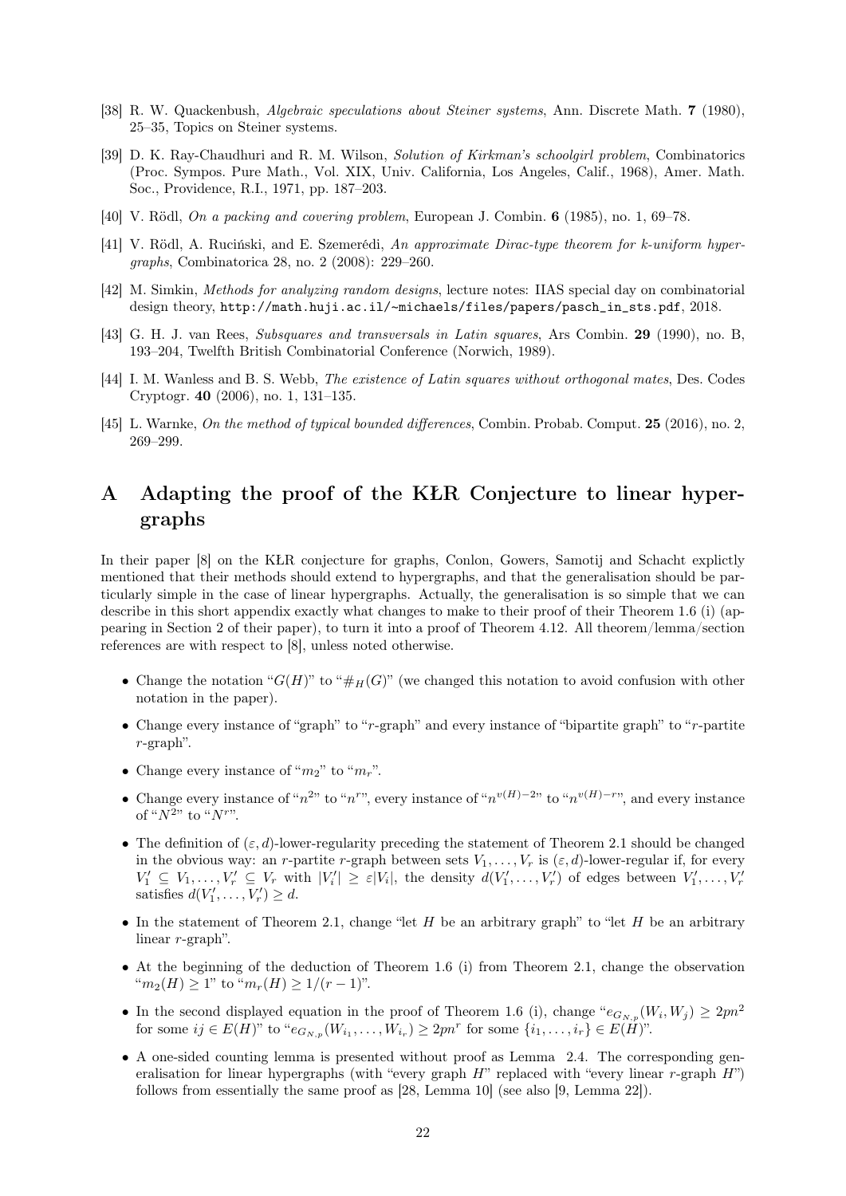[38] R. W. Quackenbush, *Algebraic speculations about Steiner systems*, Ann. Discrete Math. **7** (1980), 25–35, Topics on Steiner systems.

[39] D. K. Ray-Chaudhuri and R. M. Wilson, *Solution of Kirkman's schoolgirl problem*, Combinatorics (Proc. Sympos. Pure Math., Vol. XIX, Univ. California, Los Angeles, Calif., 1968), Amer. Math. Soc., Providence, R.I., 1971, pp. 187–203.

[40] V. Rödl, *On a packing and covering problem*, European J. Combin. **6** (1985), no. 1, 69–78.

[41] V. Rödl, A. Ruciński, and E. Szemerédi, *An approximate Dirac-type theorem for k-uniform hypergraphs*, Combinatorica 28, no. 2 (2008): 229–260.

[42] M. Simkin, *Methods for analyzing random designs*, lecture notes: IIAS special day on combinatorial design theory, http://math.huji.ac.il/~michaels/files/papers/pasch_in_sts.pdf, 2018.

[43] G. H. J. van Rees, *Subsquares and transversals in Latin squares*, Ars Combin. **29** (1990), no. B, 193–204, Twelfth British Combinatorial Conference (Norwich, 1989).

[44] I. M. Wanless and B. S. Webb, *The existence of Latin squares without orthogonal mates*, Des. Codes Cryptogr. **40** (2006), no. 1, 131–135.

[45] L. Warnke, *On the method of typical bounded differences*, Combin. Probab. Comput. **25** (2016), no. 2, 269–299.

# A Adapting the proof of the KŁR Conjecture to linear hypergraphs

In their paper [8] on the KŁR conjecture for graphs, Conlon, Gowers, Samotij and Schacht explictly mentioned that their methods should extend to hypergraphs, and that the generalisation should be particularly simple in the case of linear hypergraphs. Actually, the generalisation is so simple that we can describe in this short appendix exactly what changes to make to their proof of their Theorem 1.6 (i) (appearing in Section 2 of their paper), to turn it into a proof of Theorem 4.12. All theorem/lemma/section references are with respect to [8], unless noted otherwise.

- Change the notation "$G(H)$" to "$\#_H(G)$" (we changed this notation to avoid confusion with other notation in the paper).
- Change every instance of "graph" to "$r$-graph" and every instance of "bipartite graph" to "$r$-partite $r$-graph".
- Change every instance of "$m_2$" to "$m_r$".
- Change every instance of "$n^2$" to "$n^r$", every instance of "$n^{v(H)-2}$" to "$n^{v(H)-r}$", and every instance of "$N^2$" to "$N^r$".
- The definition of $(\varepsilon, d)$-lower-regularity preceding the statement of Theorem 2.1 should be changed in the obvious way: an $r$-partite $r$-graph between sets $V_1, \ldots, V_r$ is $(\varepsilon, d)$-lower-regular if, for every $V_1' \subseteq V_1, \ldots, V_r' \subseteq V_r$ with $|V_i'| \geq \varepsilon |V_i|$, the density $d(V_1', \ldots, V_r')$ of edges between $V_1', \ldots, V_r'$ satisfies $d(V_1', \ldots, V_r') \geq d$.
- In the statement of Theorem 2.1, change "let $H$ be an arbitrary graph" to "let $H$ be an arbitrary linear $r$-graph".
- At the beginning of the deduction of Theorem 1.6 (i) from Theorem 2.1, change the observation "$m_2(H) \geq 1$" to "$m_r(H) \geq 1/(r-1)$".
- In the second displayed equation in the proof of Theorem 1.6 (i), change "$e_{G_{N,p}}(W_i, W_j) \geq 2pn^2$ for some $ij \in E(H)$" to "$e_{G_{N,p}}(W_{i_1}, \ldots, W_{i_r}) \geq 2pn^r$ for some $\{i_1, \ldots, i_r\} \in E(H)$".
- A one-sided counting lemma is presented without proof as Lemma 2.4. The corresponding generalisation for linear hypergraphs (with "every graph $H$" replaced with "every linear $r$-graph $H$") follows from essentially the same proof as [28, Lemma 10] (see also [9, Lemma 22]).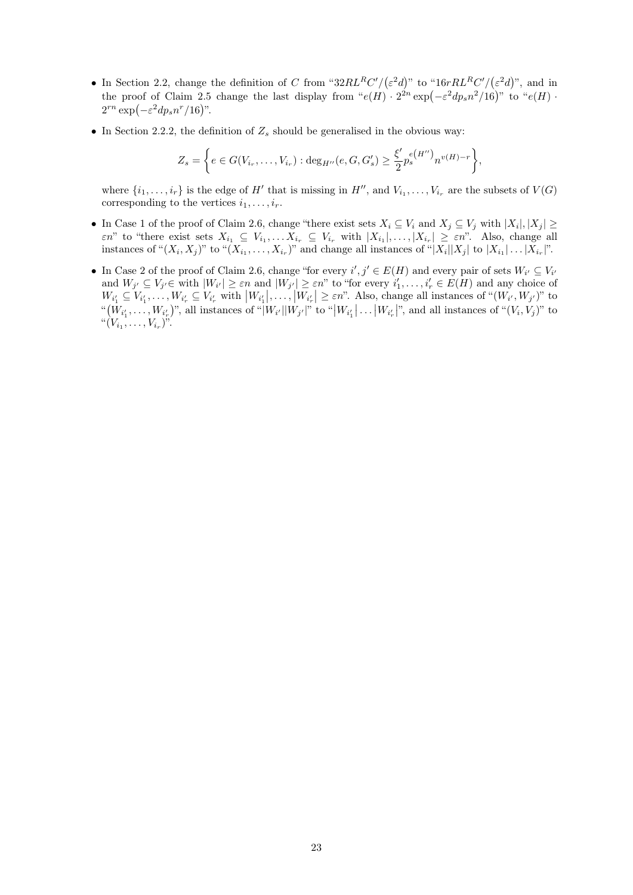- In Section 2.2, change the definition of $C$ from "$32RL^RC'/(\varepsilon^2 d)$" to "$16rRL^RC'/(\varepsilon^2 d)$", and in the proof of Claim 2.5 change the last display from "$e(H) \cdot 2^{2n} \exp(-\varepsilon^2 dp_s n^2/16)$" to "$e(H) \cdot 2^{rn} \exp(-\varepsilon^2 dp_s n^r/16)$".

- In Section 2.2.2, the definition of $Z_s$ should be generalised in the obvious way:

$$Z_s = \left\{ e \in G(V_{i_r}, \dots, V_{i_r}) : \deg_{H''}(e, G, G'_s) \geq \frac{\xi'}{2} p_s^{e(H'')} n^{v(H)-r} \right\},$$

  where $\{i_1, \dots, i_r\}$ is the edge of $H'$ that is missing in $H''$, and $V_{i_1}, \dots, V_{i_r}$ are the subsets of $V(G)$ corresponding to the vertices $i_1, \dots, i_r$.

- In Case 1 of the proof of Claim 2.6, change "there exist sets $X_i \subseteq V_i$ and $X_j \subseteq V_j$ with $|X_i|, |X_j| \geq \varepsilon n$" to "there exist sets $X_{i_1} \subseteq V_{i_1}, \dots X_{i_r} \subseteq V_{i_r}$ with $|X_{i_1}|, \dots, |X_{i_r}| \geq \varepsilon n$". Also, change all instances of "$(X_i, X_j)$" to "$(X_{i_1}, \dots, X_{i_r})$" and change all instances of "$|X_i||X_j|$ to $|X_{i_1}| \dots |X_{i_r}|$".

- In Case 2 of the proof of Claim 2.6, change "for every $i', j' \in E(H)$ and every pair of sets $W_{i'} \subseteq V_{i'}$ and $W_{j'} \subseteq V_{j'} \in$ with $|W_{i'}| \geq \varepsilon n$ and $|W_{j'}| \geq \varepsilon n$" to "for every $i'_1, \dots, i'_r \in E(H)$ and any choice of $W_{i'_1} \subseteq V_{i'_1}, \dots, W_{i'_r} \subseteq V_{i'_r}$ with $|W_{i'_1}|, \dots, |W_{i'_r}| \geq \varepsilon n$". Also, change all instances of "$(W_{i'}, W_{j'})$" to "$(W_{i'_1}, \dots, W_{i'_r})$", all instances of "$|W_{i'}||W_{j'}|$" to "$|W_{i'_1}| \dots |W_{i'_r}|$", and all instances of "$(V_i, V_j)$" to "$(V_{i_1}, \dots, V_{i_r})$".